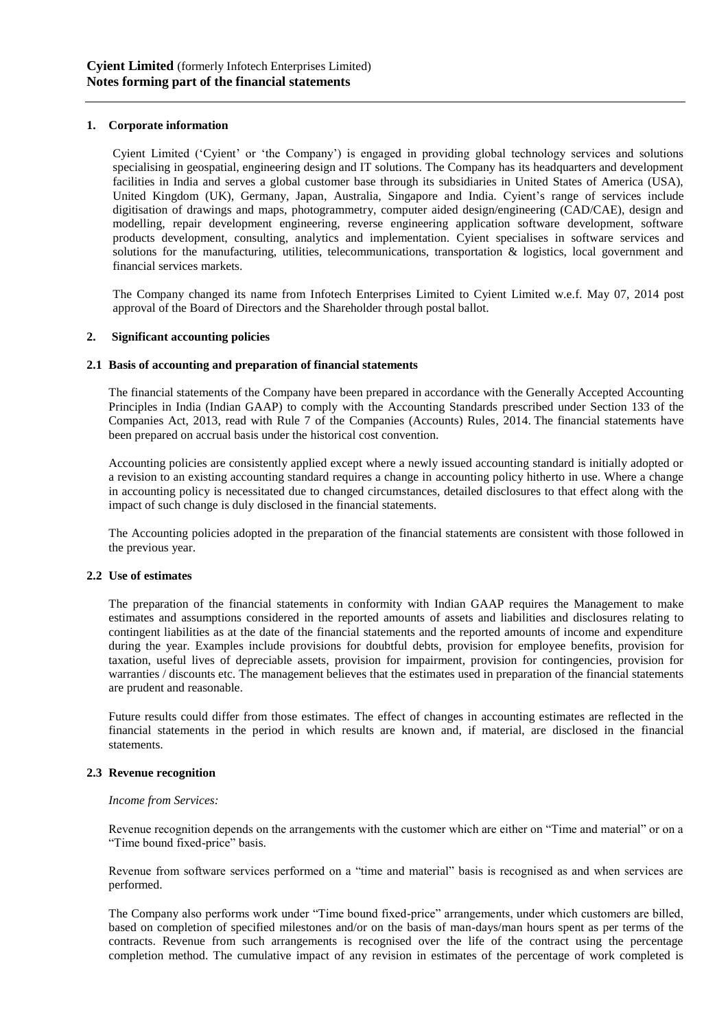**Cyient Limited** (formerly Infotech Enterprises Limited)
**Notes forming part of the financial statements**

## 1. Corporate information

Cyient Limited ('Cyient' or 'the Company') is engaged in providing global technology services and solutions specialising in geospatial, engineering design and IT solutions. The Company has its headquarters and development facilities in India and serves a global customer base through its subsidiaries in United States of America (USA), United Kingdom (UK), Germany, Japan, Australia, Singapore and India. Cyient's range of services include digitisation of drawings and maps, photogrammetry, computer aided design/engineering (CAD/CAE), design and modelling, repair development engineering, reverse engineering application software development, software products development, consulting, analytics and implementation. Cyient specialises in software services and solutions for the manufacturing, utilities, telecommunications, transportation & logistics, local government and financial services markets.

The Company changed its name from Infotech Enterprises Limited to Cyient Limited w.e.f. May 07, 2014 post approval of the Board of Directors and the Shareholder through postal ballot.

## 2. Significant accounting policies

### 2.1 Basis of accounting and preparation of financial statements

The financial statements of the Company have been prepared in accordance with the Generally Accepted Accounting Principles in India (Indian GAAP) to comply with the Accounting Standards prescribed under Section 133 of the Companies Act, 2013, read with Rule 7 of the Companies (Accounts) Rules, 2014. The financial statements have been prepared on accrual basis under the historical cost convention.

Accounting policies are consistently applied except where a newly issued accounting standard is initially adopted or a revision to an existing accounting standard requires a change in accounting policy hitherto in use. Where a change in accounting policy is necessitated due to changed circumstances, detailed disclosures to that effect along with the impact of such change is duly disclosed in the financial statements.

The Accounting policies adopted in the preparation of the financial statements are consistent with those followed in the previous year.

### 2.2 Use of estimates

The preparation of the financial statements in conformity with Indian GAAP requires the Management to make estimates and assumptions considered in the reported amounts of assets and liabilities and disclosures relating to contingent liabilities as at the date of the financial statements and the reported amounts of income and expenditure during the year. Examples include provisions for doubtful debts, provision for employee benefits, provision for taxation, useful lives of depreciable assets, provision for impairment, provision for contingencies, provision for warranties / discounts etc. The management believes that the estimates used in preparation of the financial statements are prudent and reasonable.

Future results could differ from those estimates. The effect of changes in accounting estimates are reflected in the financial statements in the period in which results are known and, if material, are disclosed in the financial statements.

### 2.3 Revenue recognition

*Income from Services:*

Revenue recognition depends on the arrangements with the customer which are either on "Time and material" or on a "Time bound fixed-price" basis.

Revenue from software services performed on a "time and material" basis is recognised as and when services are performed.

The Company also performs work under "Time bound fixed-price" arrangements, under which customers are billed, based on completion of specified milestones and/or on the basis of man-days/man hours spent as per terms of the contracts. Revenue from such arrangements is recognised over the life of the contract using the percentage completion method. The cumulative impact of any revision in estimates of the percentage of work completed is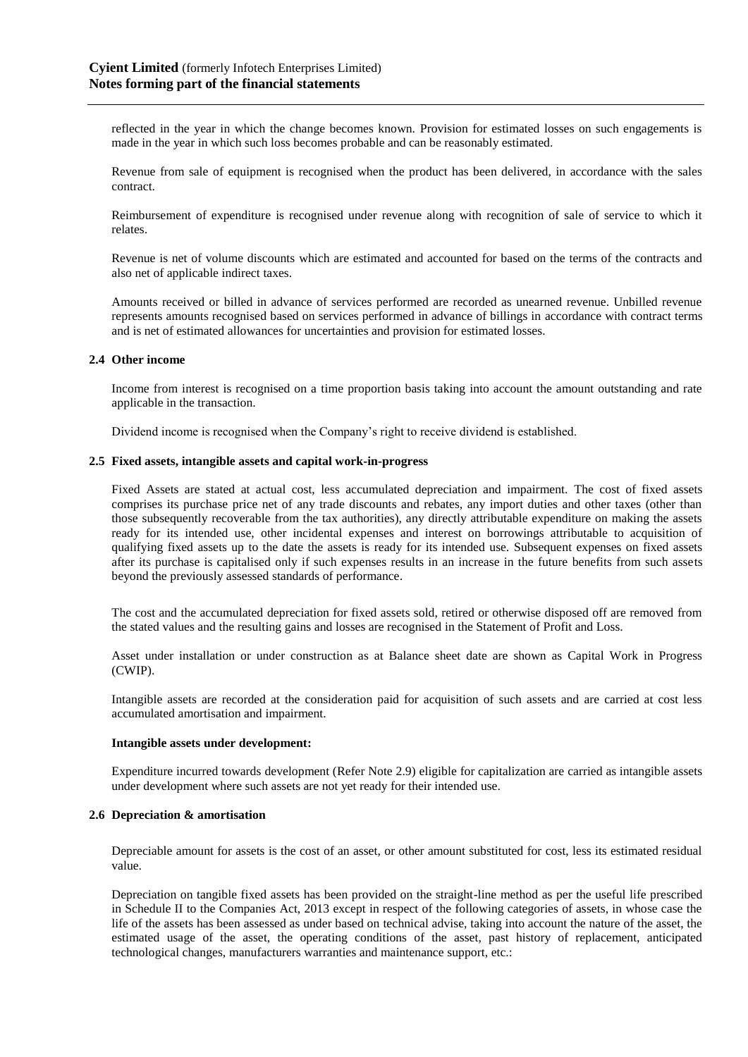reflected in the year in which the change becomes known. Provision for estimated losses on such engagements is made in the year in which such loss becomes probable and can be reasonably estimated.

Revenue from sale of equipment is recognised when the product has been delivered, in accordance with the sales contract.

Reimbursement of expenditure is recognised under revenue along with recognition of sale of service to which it relates.

Revenue is net of volume discounts which are estimated and accounted for based on the terms of the contracts and also net of applicable indirect taxes.

Amounts received or billed in advance of services performed are recorded as unearned revenue. Unbilled revenue represents amounts recognised based on services performed in advance of billings in accordance with contract terms and is net of estimated allowances for uncertainties and provision for estimated losses.

**2.4 Other income**

Income from interest is recognised on a time proportion basis taking into account the amount outstanding and rate applicable in the transaction.

Dividend income is recognised when the Company's right to receive dividend is established.

**2.5 Fixed assets, intangible assets and capital work-in-progress**

Fixed Assets are stated at actual cost, less accumulated depreciation and impairment. The cost of fixed assets comprises its purchase price net of any trade discounts and rebates, any import duties and other taxes (other than those subsequently recoverable from the tax authorities), any directly attributable expenditure on making the assets ready for its intended use, other incidental expenses and interest on borrowings attributable to acquisition of qualifying fixed assets up to the date the assets is ready for its intended use. Subsequent expenses on fixed assets after its purchase is capitalised only if such expenses results in an increase in the future benefits from such assets beyond the previously assessed standards of performance.

The cost and the accumulated depreciation for fixed assets sold, retired or otherwise disposed off are removed from the stated values and the resulting gains and losses are recognised in the Statement of Profit and Loss.

Asset under installation or under construction as at Balance sheet date are shown as Capital Work in Progress (CWIP).

Intangible assets are recorded at the consideration paid for acquisition of such assets and are carried at cost less accumulated amortisation and impairment.

**Intangible assets under development:**

Expenditure incurred towards development (Refer Note 2.9) eligible for capitalization are carried as intangible assets under development where such assets are not yet ready for their intended use.

**2.6 Depreciation & amortisation**

Depreciable amount for assets is the cost of an asset, or other amount substituted for cost, less its estimated residual value.

Depreciation on tangible fixed assets has been provided on the straight-line method as per the useful life prescribed in Schedule II to the Companies Act, 2013 except in respect of the following categories of assets, in whose case the life of the assets has been assessed as under based on technical advise, taking into account the nature of the asset, the estimated usage of the asset, the operating conditions of the asset, past history of replacement, anticipated technological changes, manufacturers warranties and maintenance support, etc.: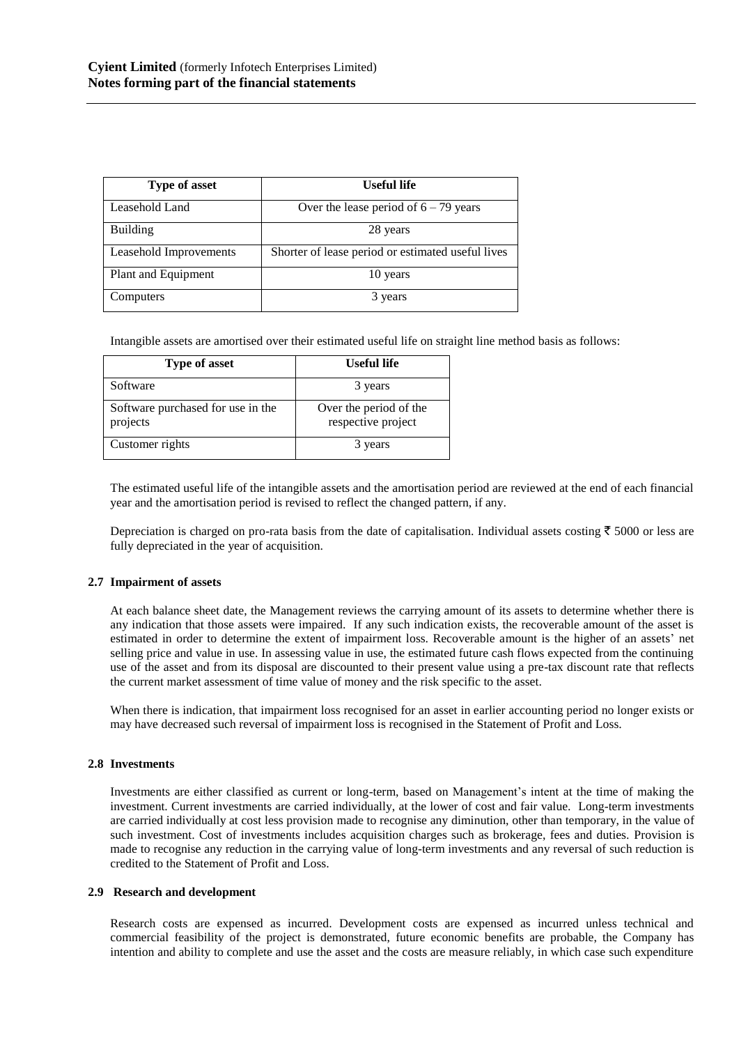| Type of asset | Useful life |
| --- | --- |
| Leasehold Land | Over the lease period of 6 – 79 years |
| Building | 28 years |
| Leasehold Improvements | Shorter of lease period or estimated useful lives |
| Plant and Equipment | 10 years |
| Computers | 3 years |

Intangible assets are amortised over their estimated useful life on straight line method basis as follows:

| Type of asset | Useful life |
| --- | --- |
| Software | 3 years |
| Software purchased for use in the projects | Over the period of the respective project |
| Customer rights | 3 years |

The estimated useful life of the intangible assets and the amortisation period are reviewed at the end of each financial year and the amortisation period is revised to reflect the changed pattern, if any.

Depreciation is charged on pro-rata basis from the date of capitalisation. Individual assets costing ₹ 5000 or less are fully depreciated in the year of acquisition.

### 2.7 Impairment of assets

At each balance sheet date, the Management reviews the carrying amount of its assets to determine whether there is any indication that those assets were impaired. If any such indication exists, the recoverable amount of the asset is estimated in order to determine the extent of impairment loss. Recoverable amount is the higher of an assets' net selling price and value in use. In assessing value in use, the estimated future cash flows expected from the continuing use of the asset and from its disposal are discounted to their present value using a pre-tax discount rate that reflects the current market assessment of time value of money and the risk specific to the asset.

When there is indication, that impairment loss recognised for an asset in earlier accounting period no longer exists or may have decreased such reversal of impairment loss is recognised in the Statement of Profit and Loss.

### 2.8 Investments

Investments are either classified as current or long-term, based on Management's intent at the time of making the investment. Current investments are carried individually, at the lower of cost and fair value. Long-term investments are carried individually at cost less provision made to recognise any diminution, other than temporary, in the value of such investment. Cost of investments includes acquisition charges such as brokerage, fees and duties. Provision is made to recognise any reduction in the carrying value of long-term investments and any reversal of such reduction is credited to the Statement of Profit and Loss.

### 2.9 Research and development

Research costs are expensed as incurred. Development costs are expensed as incurred unless technical and commercial feasibility of the project is demonstrated, future economic benefits are probable, the Company has intention and ability to complete and use the asset and the costs are measure reliably, in which case such expenditure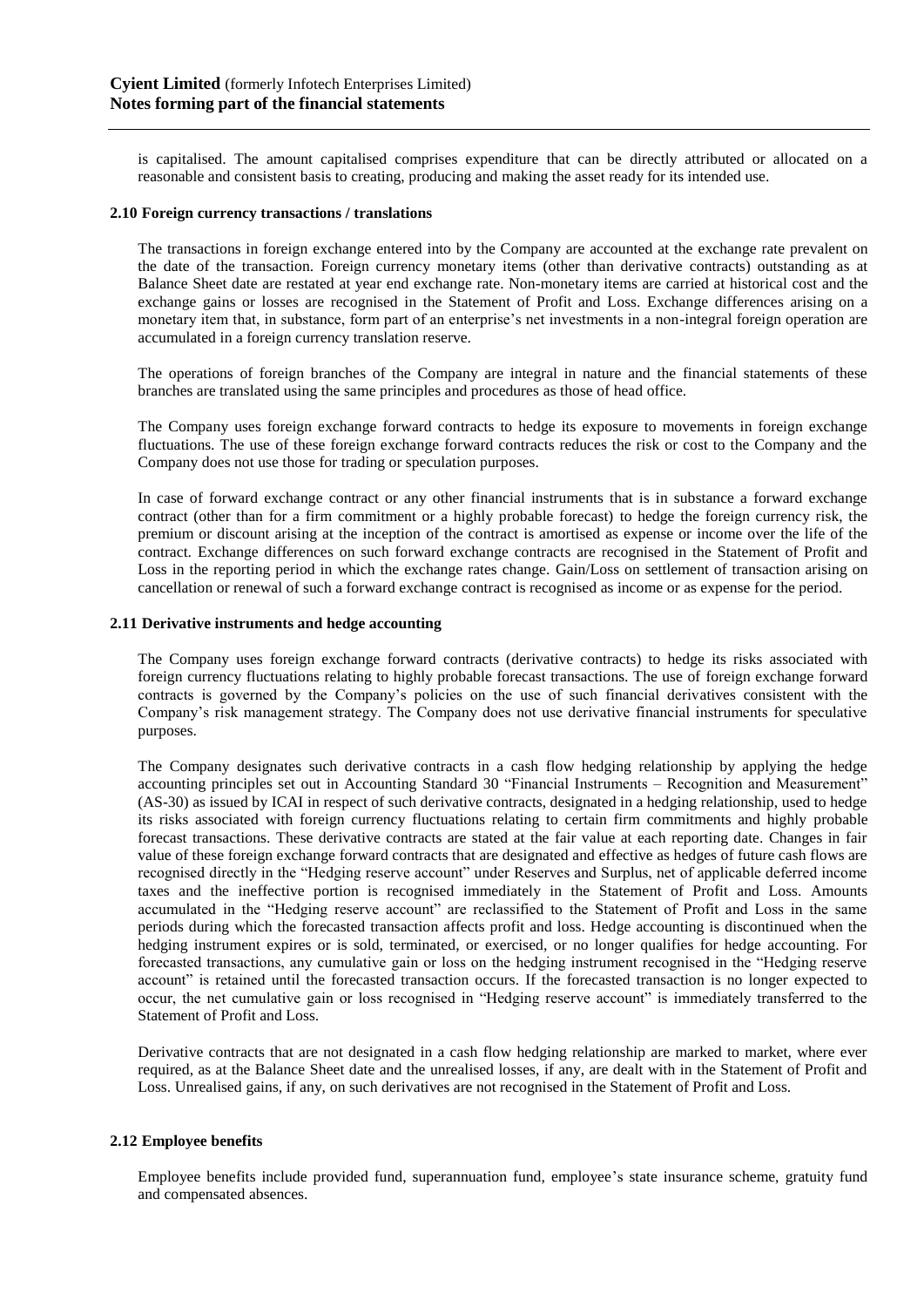is capitalised. The amount capitalised comprises expenditure that can be directly attributed or allocated on a reasonable and consistent basis to creating, producing and making the asset ready for its intended use.

### 2.10 Foreign currency transactions / translations

The transactions in foreign exchange entered into by the Company are accounted at the exchange rate prevalent on the date of the transaction. Foreign currency monetary items (other than derivative contracts) outstanding as at Balance Sheet date are restated at year end exchange rate. Non-monetary items are carried at historical cost and the exchange gains or losses are recognised in the Statement of Profit and Loss. Exchange differences arising on a monetary item that, in substance, form part of an enterprise's net investments in a non-integral foreign operation are accumulated in a foreign currency translation reserve.

The operations of foreign branches of the Company are integral in nature and the financial statements of these branches are translated using the same principles and procedures as those of head office.

The Company uses foreign exchange forward contracts to hedge its exposure to movements in foreign exchange fluctuations. The use of these foreign exchange forward contracts reduces the risk or cost to the Company and the Company does not use those for trading or speculation purposes.

In case of forward exchange contract or any other financial instruments that is in substance a forward exchange contract (other than for a firm commitment or a highly probable forecast) to hedge the foreign currency risk, the premium or discount arising at the inception of the contract is amortised as expense or income over the life of the contract. Exchange differences on such forward exchange contracts are recognised in the Statement of Profit and Loss in the reporting period in which the exchange rates change. Gain/Loss on settlement of transaction arising on cancellation or renewal of such a forward exchange contract is recognised as income or as expense for the period.

### 2.11 Derivative instruments and hedge accounting

The Company uses foreign exchange forward contracts (derivative contracts) to hedge its risks associated with foreign currency fluctuations relating to highly probable forecast transactions. The use of foreign exchange forward contracts is governed by the Company's policies on the use of such financial derivatives consistent with the Company's risk management strategy. The Company does not use derivative financial instruments for speculative purposes.

The Company designates such derivative contracts in a cash flow hedging relationship by applying the hedge accounting principles set out in Accounting Standard 30 "Financial Instruments – Recognition and Measurement" (AS-30) as issued by ICAI in respect of such derivative contracts, designated in a hedging relationship, used to hedge its risks associated with foreign currency fluctuations relating to certain firm commitments and highly probable forecast transactions. These derivative contracts are stated at the fair value at each reporting date. Changes in fair value of these foreign exchange forward contracts that are designated and effective as hedges of future cash flows are recognised directly in the "Hedging reserve account" under Reserves and Surplus, net of applicable deferred income taxes and the ineffective portion is recognised immediately in the Statement of Profit and Loss. Amounts accumulated in the "Hedging reserve account" are reclassified to the Statement of Profit and Loss in the same periods during which the forecasted transaction affects profit and loss. Hedge accounting is discontinued when the hedging instrument expires or is sold, terminated, or exercised, or no longer qualifies for hedge accounting. For forecasted transactions, any cumulative gain or loss on the hedging instrument recognised in the "Hedging reserve account" is retained until the forecasted transaction occurs. If the forecasted transaction is no longer expected to occur, the net cumulative gain or loss recognised in "Hedging reserve account" is immediately transferred to the Statement of Profit and Loss.

Derivative contracts that are not designated in a cash flow hedging relationship are marked to market, where ever required, as at the Balance Sheet date and the unrealised losses, if any, are dealt with in the Statement of Profit and Loss. Unrealised gains, if any, on such derivatives are not recognised in the Statement of Profit and Loss.

### 2.12 Employee benefits

Employee benefits include provided fund, superannuation fund, employee's state insurance scheme, gratuity fund and compensated absences.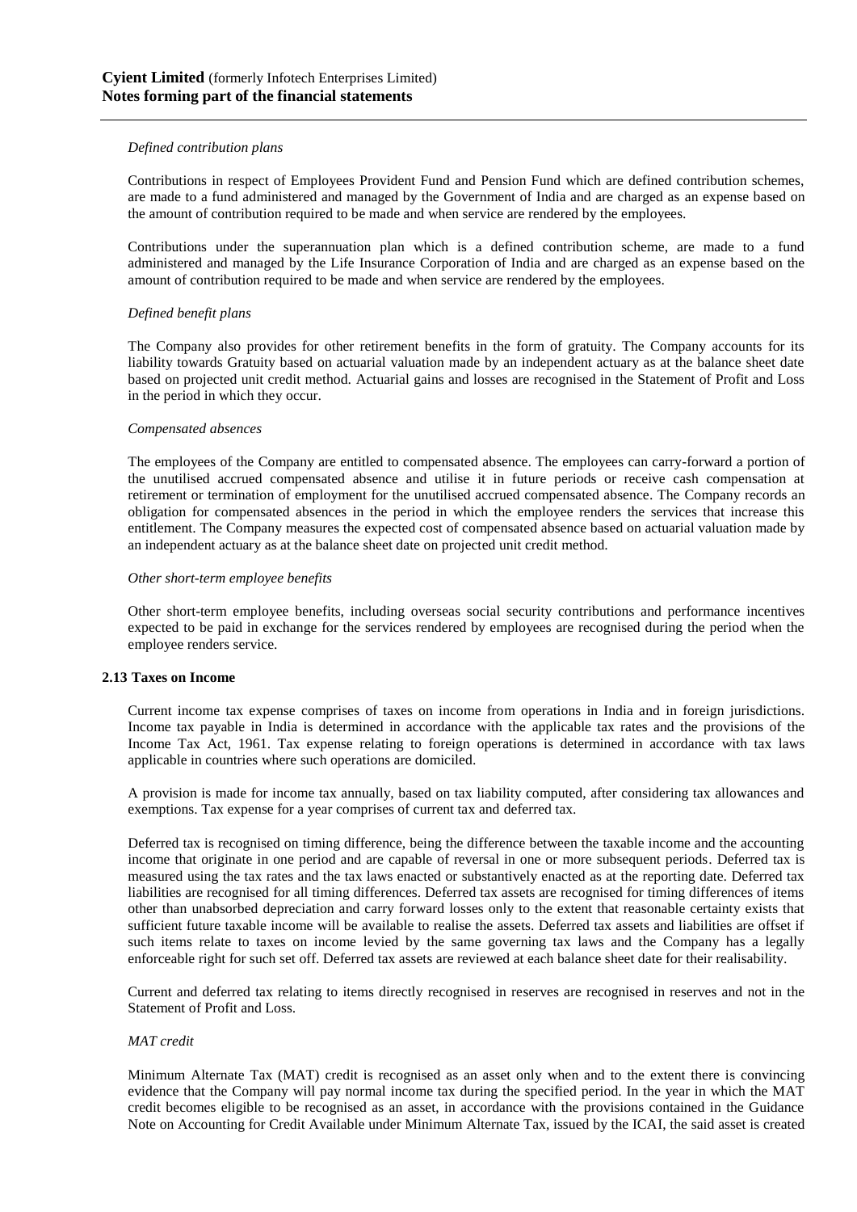*Defined contribution plans*

Contributions in respect of Employees Provident Fund and Pension Fund which are defined contribution schemes, are made to a fund administered and managed by the Government of India and are charged as an expense based on the amount of contribution required to be made and when service are rendered by the employees.

Contributions under the superannuation plan which is a defined contribution scheme, are made to a fund administered and managed by the Life Insurance Corporation of India and are charged as an expense based on the amount of contribution required to be made and when service are rendered by the employees.

*Defined benefit plans*

The Company also provides for other retirement benefits in the form of gratuity. The Company accounts for its liability towards Gratuity based on actuarial valuation made by an independent actuary as at the balance sheet date based on projected unit credit method. Actuarial gains and losses are recognised in the Statement of Profit and Loss in the period in which they occur.

*Compensated absences*

The employees of the Company are entitled to compensated absence. The employees can carry-forward a portion of the unutilised accrued compensated absence and utilise it in future periods or receive cash compensation at retirement or termination of employment for the unutilised accrued compensated absence. The Company records an obligation for compensated absences in the period in which the employee renders the services that increase this entitlement. The Company measures the expected cost of compensated absence based on actuarial valuation made by an independent actuary as at the balance sheet date on projected unit credit method.

*Other short-term employee benefits*

Other short-term employee benefits, including overseas social security contributions and performance incentives expected to be paid in exchange for the services rendered by employees are recognised during the period when the employee renders service.

**2.13 Taxes on Income**

Current income tax expense comprises of taxes on income from operations in India and in foreign jurisdictions. Income tax payable in India is determined in accordance with the applicable tax rates and the provisions of the Income Tax Act, 1961. Tax expense relating to foreign operations is determined in accordance with tax laws applicable in countries where such operations are domiciled.

A provision is made for income tax annually, based on tax liability computed, after considering tax allowances and exemptions. Tax expense for a year comprises of current tax and deferred tax.

Deferred tax is recognised on timing difference, being the difference between the taxable income and the accounting income that originate in one period and are capable of reversal in one or more subsequent periods. Deferred tax is measured using the tax rates and the tax laws enacted or substantively enacted as at the reporting date. Deferred tax liabilities are recognised for all timing differences. Deferred tax assets are recognised for timing differences of items other than unabsorbed depreciation and carry forward losses only to the extent that reasonable certainty exists that sufficient future taxable income will be available to realise the assets. Deferred tax assets and liabilities are offset if such items relate to taxes on income levied by the same governing tax laws and the Company has a legally enforceable right for such set off. Deferred tax assets are reviewed at each balance sheet date for their realisability.

Current and deferred tax relating to items directly recognised in reserves are recognised in reserves and not in the Statement of Profit and Loss.

*MAT credit*

Minimum Alternate Tax (MAT) credit is recognised as an asset only when and to the extent there is convincing evidence that the Company will pay normal income tax during the specified period. In the year in which the MAT credit becomes eligible to be recognised as an asset, in accordance with the provisions contained in the Guidance Note on Accounting for Credit Available under Minimum Alternate Tax, issued by the ICAI, the said asset is created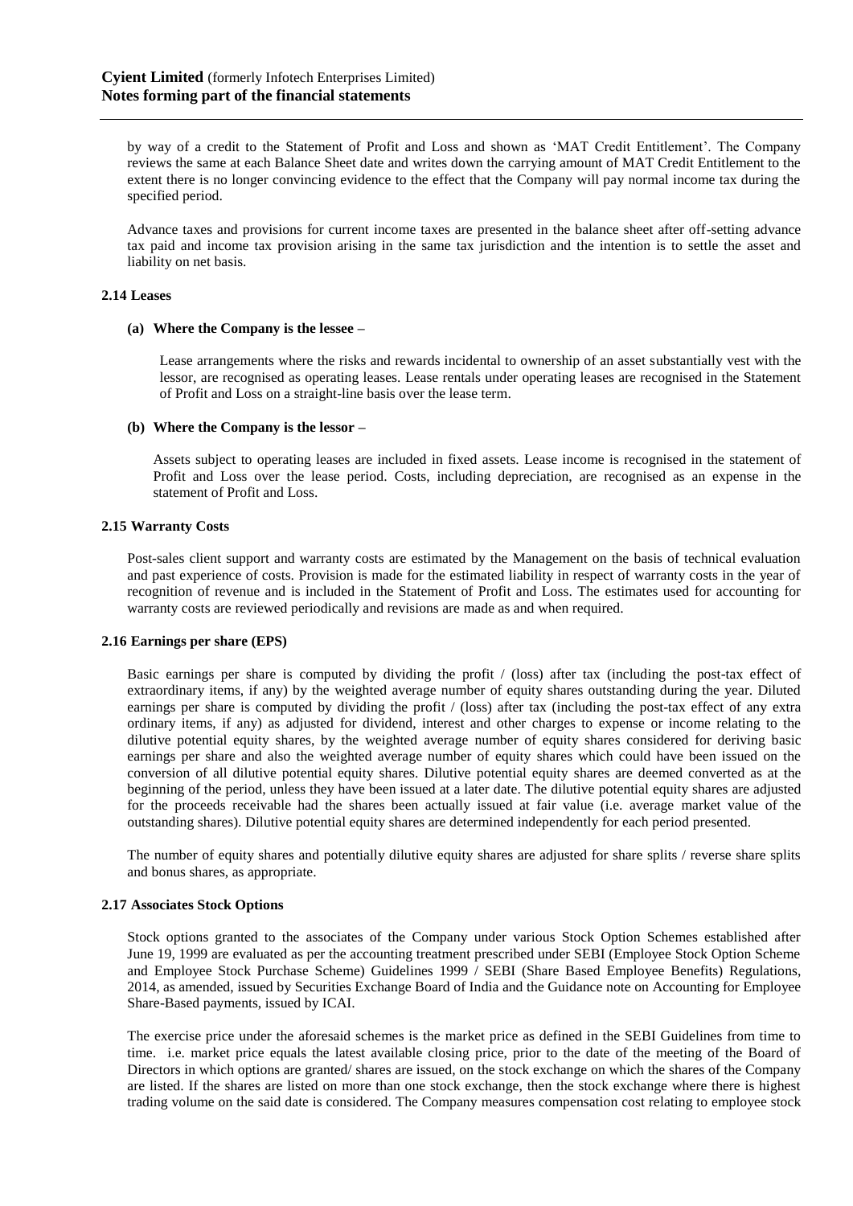by way of a credit to the Statement of Profit and Loss and shown as 'MAT Credit Entitlement'. The Company reviews the same at each Balance Sheet date and writes down the carrying amount of MAT Credit Entitlement to the extent there is no longer convincing evidence to the effect that the Company will pay normal income tax during the specified period.

Advance taxes and provisions for current income taxes are presented in the balance sheet after off-setting advance tax paid and income tax provision arising in the same tax jurisdiction and the intention is to settle the asset and liability on net basis.

**2.14 Leases**

**(a) Where the Company is the lessee –**

Lease arrangements where the risks and rewards incidental to ownership of an asset substantially vest with the lessor, are recognised as operating leases. Lease rentals under operating leases are recognised in the Statement of Profit and Loss on a straight-line basis over the lease term.

**(b) Where the Company is the lessor –**

Assets subject to operating leases are included in fixed assets. Lease income is recognised in the statement of Profit and Loss over the lease period. Costs, including depreciation, are recognised as an expense in the statement of Profit and Loss.

**2.15 Warranty Costs**

Post-sales client support and warranty costs are estimated by the Management on the basis of technical evaluation and past experience of costs. Provision is made for the estimated liability in respect of warranty costs in the year of recognition of revenue and is included in the Statement of Profit and Loss. The estimates used for accounting for warranty costs are reviewed periodically and revisions are made as and when required.

**2.16 Earnings per share (EPS)**

Basic earnings per share is computed by dividing the profit / (loss) after tax (including the post-tax effect of extraordinary items, if any) by the weighted average number of equity shares outstanding during the year. Diluted earnings per share is computed by dividing the profit / (loss) after tax (including the post-tax effect of any extra ordinary items, if any) as adjusted for dividend, interest and other charges to expense or income relating to the dilutive potential equity shares, by the weighted average number of equity shares considered for deriving basic earnings per share and also the weighted average number of equity shares which could have been issued on the conversion of all dilutive potential equity shares. Dilutive potential equity shares are deemed converted as at the beginning of the period, unless they have been issued at a later date. The dilutive potential equity shares are adjusted for the proceeds receivable had the shares been actually issued at fair value (i.e. average market value of the outstanding shares). Dilutive potential equity shares are determined independently for each period presented.

The number of equity shares and potentially dilutive equity shares are adjusted for share splits / reverse share splits and bonus shares, as appropriate.

**2.17 Associates Stock Options**

Stock options granted to the associates of the Company under various Stock Option Schemes established after June 19, 1999 are evaluated as per the accounting treatment prescribed under SEBI (Employee Stock Option Scheme and Employee Stock Purchase Scheme) Guidelines 1999 / SEBI (Share Based Employee Benefits) Regulations, 2014, as amended, issued by Securities Exchange Board of India and the Guidance note on Accounting for Employee Share-Based payments, issued by ICAI.

The exercise price under the aforesaid schemes is the market price as defined in the SEBI Guidelines from time to time. i.e. market price equals the latest available closing price, prior to the date of the meeting of the Board of Directors in which options are granted/ shares are issued, on the stock exchange on which the shares of the Company are listed. If the shares are listed on more than one stock exchange, then the stock exchange where there is highest trading volume on the said date is considered. The Company measures compensation cost relating to employee stock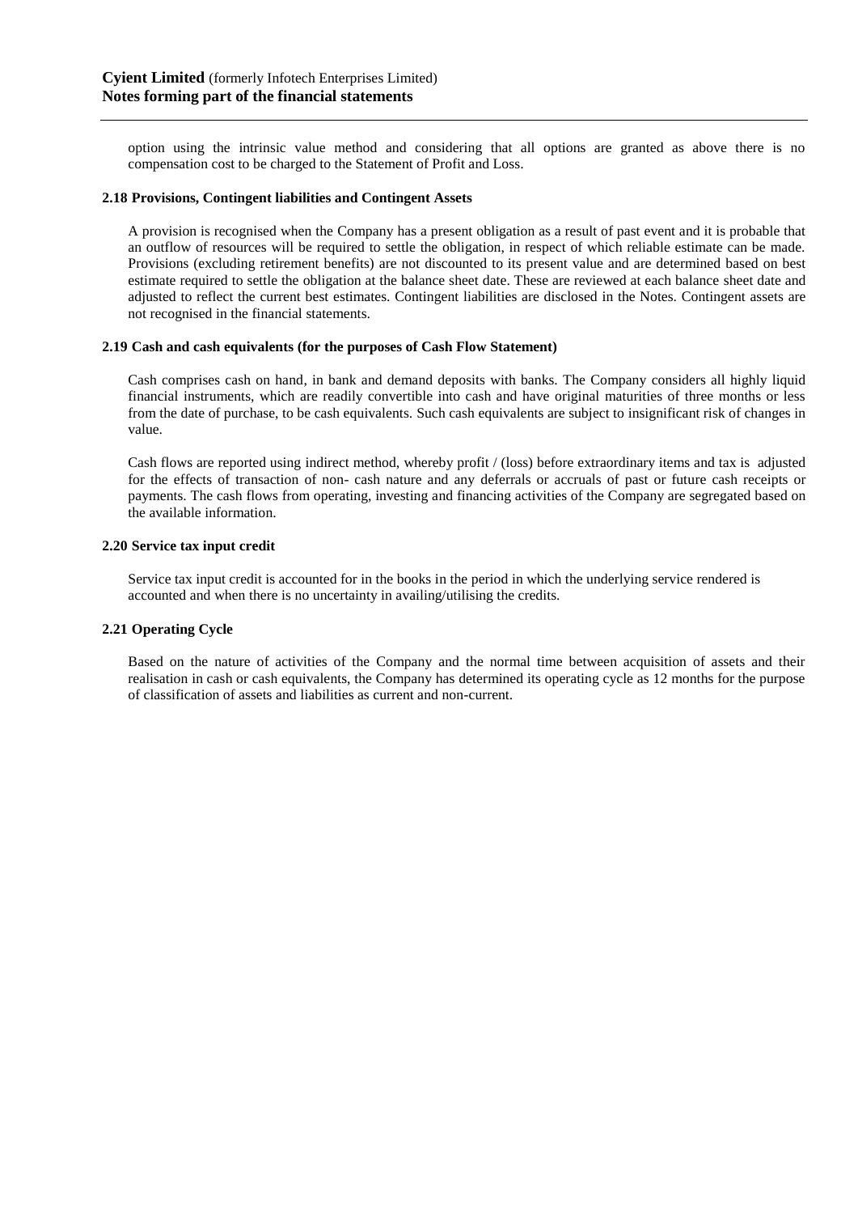option using the intrinsic value method and considering that all options are granted as above there is no compensation cost to be charged to the Statement of Profit and Loss.

**2.18 Provisions, Contingent liabilities and Contingent Assets**

A provision is recognised when the Company has a present obligation as a result of past event and it is probable that an outflow of resources will be required to settle the obligation, in respect of which reliable estimate can be made. Provisions (excluding retirement benefits) are not discounted to its present value and are determined based on best estimate required to settle the obligation at the balance sheet date. These are reviewed at each balance sheet date and adjusted to reflect the current best estimates. Contingent liabilities are disclosed in the Notes. Contingent assets are not recognised in the financial statements.

**2.19 Cash and cash equivalents (for the purposes of Cash Flow Statement)**

Cash comprises cash on hand, in bank and demand deposits with banks. The Company considers all highly liquid financial instruments, which are readily convertible into cash and have original maturities of three months or less from the date of purchase, to be cash equivalents. Such cash equivalents are subject to insignificant risk of changes in value.

Cash flows are reported using indirect method, whereby profit / (loss) before extraordinary items and tax is adjusted for the effects of transaction of non- cash nature and any deferrals or accruals of past or future cash receipts or payments. The cash flows from operating, investing and financing activities of the Company are segregated based on the available information.

**2.20 Service tax input credit**

Service tax input credit is accounted for in the books in the period in which the underlying service rendered is accounted and when there is no uncertainty in availing/utilising the credits.

**2.21 Operating Cycle**

Based on the nature of activities of the Company and the normal time between acquisition of assets and their realisation in cash or cash equivalents, the Company has determined its operating cycle as 12 months for the purpose of classification of assets and liabilities as current and non-current.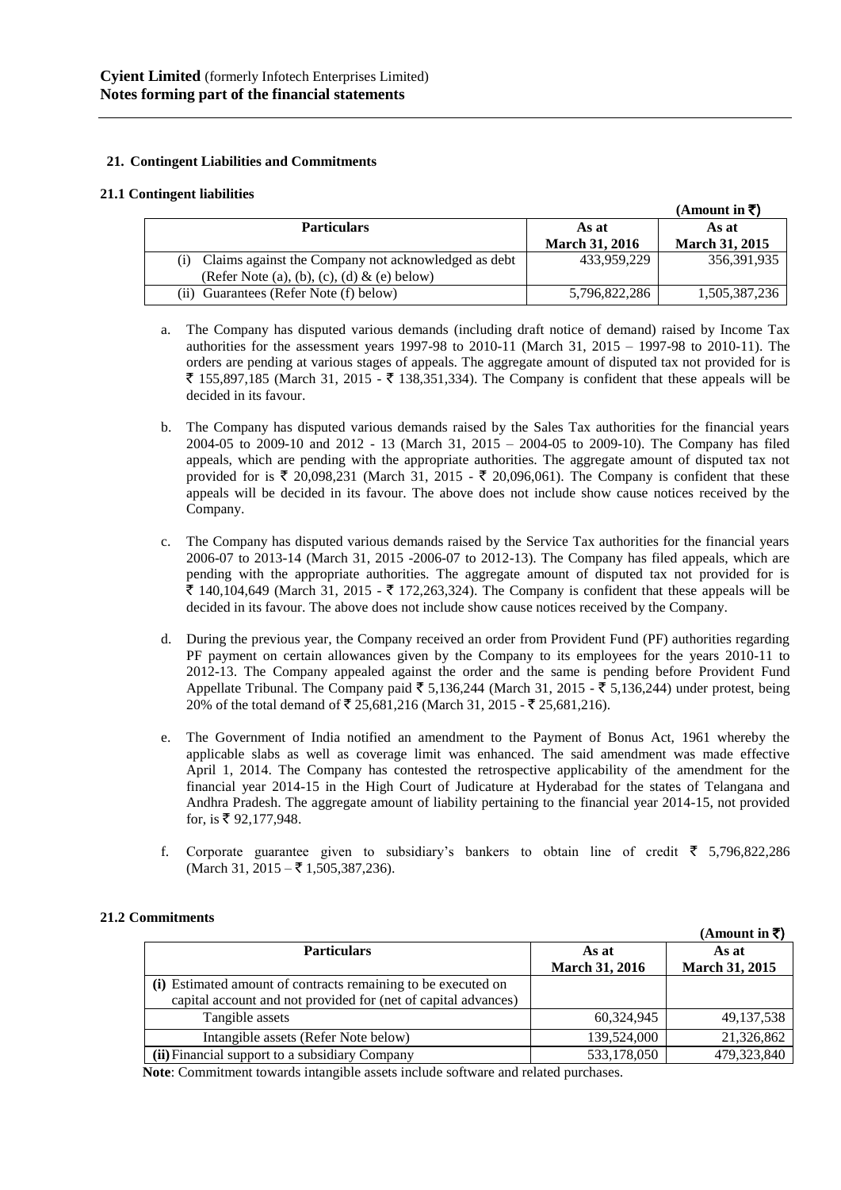**Cyient Limited** (formerly Infotech Enterprises Limited)
**Notes forming part of the financial statements**

### 21. Contingent Liabilities and Commitments

#### 21.1 Contingent liabilities

**(Amount in ₹)**

| Particulars | As at March 31, 2016 | As at March 31, 2015 |
|---|---|---|
| (i) Claims against the Company not acknowledged as debt (Refer Note (a), (b), (c), (d) & (e) below) | 433,959,229 | 356,391,935 |
| (ii) Guarantees (Refer Note (f) below) | 5,796,822,286 | 1,505,387,236 |

a. The Company has disputed various demands (including draft notice of demand) raised by Income Tax authorities for the assessment years 1997-98 to 2010-11 (March 31, 2015 – 1997-98 to 2010-11). The orders are pending at various stages of appeals. The aggregate amount of disputed tax not provided for is ₹ 155,897,185 (March 31, 2015 - ₹ 138,351,334). The Company is confident that these appeals will be decided in its favour.

b. The Company has disputed various demands raised by the Sales Tax authorities for the financial years 2004-05 to 2009-10 and 2012 - 13 (March 31, 2015 – 2004-05 to 2009-10). The Company has filed appeals, which are pending with the appropriate authorities. The aggregate amount of disputed tax not provided for is ₹ 20,098,231 (March 31, 2015 - ₹ 20,096,061). The Company is confident that these appeals will be decided in its favour. The above does not include show cause notices received by the Company.

c. The Company has disputed various demands raised by the Service Tax authorities for the financial years 2006-07 to 2013-14 (March 31, 2015 -2006-07 to 2012-13). The Company has filed appeals, which are pending with the appropriate authorities. The aggregate amount of disputed tax not provided for is ₹ 140,104,649 (March 31, 2015 - ₹ 172,263,324). The Company is confident that these appeals will be decided in its favour. The above does not include show cause notices received by the Company.

d. During the previous year, the Company received an order from Provident Fund (PF) authorities regarding PF payment on certain allowances given by the Company to its employees for the years 2010-11 to 2012-13. The Company appealed against the order and the same is pending before Provident Fund Appellate Tribunal. The Company paid ₹ 5,136,244 (March 31, 2015 - ₹ 5,136,244) under protest, being 20% of the total demand of ₹ 25,681,216 (March 31, 2015 - ₹ 25,681,216).

e. The Government of India notified an amendment to the Payment of Bonus Act, 1961 whereby the applicable slabs as well as coverage limit was enhanced. The said amendment was made effective April 1, 2014. The Company has contested the retrospective applicability of the amendment for the financial year 2014-15 in the High Court of Judicature at Hyderabad for the states of Telangana and Andhra Pradesh. The aggregate amount of liability pertaining to the financial year 2014-15, not provided for, is ₹ 92,177,948.

f. Corporate guarantee given to subsidiary's bankers to obtain line of credit ₹ 5,796,822,286 (March 31, 2015 – ₹ 1,505,387,236).

#### 21.2 Commitments

**(Amount in ₹)**

| Particulars | As at March 31, 2016 | As at March 31, 2015 |
|---|---|---|
| **(i)** Estimated amount of contracts remaining to be executed on capital account and not provided for (net of capital advances) | | |
| Tangible assets | 60,324,945 | 49,137,538 |
| Intangible assets (Refer Note below) | 139,524,000 | 21,326,862 |
| **(ii)** Financial support to a subsidiary Company | 533,178,050 | 479,323,840 |

**Note**: Commitment towards intangible assets include software and related purchases.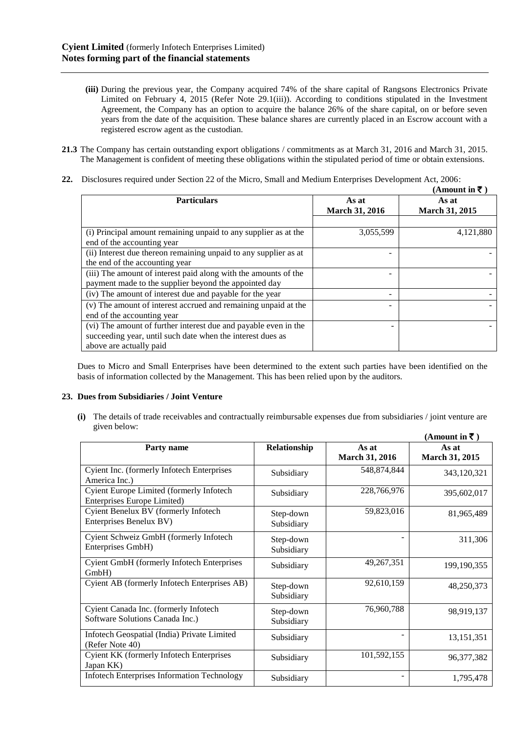- **(iii)** During the previous year, the Company acquired 74% of the share capital of Rangsons Electronics Private Limited on February 4, 2015 (Refer Note 29.1(iii)). According to conditions stipulated in the Investment Agreement, the Company has an option to acquire the balance 26% of the share capital, on or before seven years from the date of the acquisition. These balance shares are currently placed in an Escrow account with a registered escrow agent as the custodian.

**21.3** The Company has certain outstanding export obligations / commitments as at March 31, 2016 and March 31, 2015. The Management is confident of meeting these obligations within the stipulated period of time or obtain extensions.

**22.** Disclosures required under Section 22 of the Micro, Small and Medium Enterprises Development Act, 2006:

**(Amount in ₹ )**

| Particulars | As at March 31, 2016 | As at March 31, 2015 |
|---|---|---|
| (i) Principal amount remaining unpaid to any supplier as at the end of the accounting year | 3,055,599 | 4,121,880 |
| (ii) Interest due thereon remaining unpaid to any supplier as at the end of the accounting year | - | - |
| (iii) The amount of interest paid along with the amounts of the payment made to the supplier beyond the appointed day | - | - |
| (iv) The amount of interest due and payable for the year | - | - |
| (v) The amount of interest accrued and remaining unpaid at the end of the accounting year | - | - |
| (vi) The amount of further interest due and payable even in the succeeding year, until such date when the interest dues as above are actually paid | - | - |

Dues to Micro and Small Enterprises have been determined to the extent such parties have been identified on the basis of information collected by the Management. This has been relied upon by the auditors.

## 23. Dues from Subsidiaries / Joint Venture

**(i)** The details of trade receivables and contractually reimbursable expenses due from subsidiaries / joint venture are given below:

**(Amount in ₹ )**

| Party name | Relationship | As at March 31, 2016 | As at March 31, 2015 |
|---|---|---|---|
| Cyient Inc. (formerly Infotech Enterprises America Inc.) | Subsidiary | 548,874,844 | 343,120,321 |
| Cyient Europe Limited (formerly Infotech Enterprises Europe Limited) | Subsidiary | 228,766,976 | 395,602,017 |
| Cyient Benelux BV (formerly Infotech Enterprises Benelux BV) | Step-down Subsidiary | 59,823,016 | 81,965,489 |
| Cyient Schweiz GmbH (formerly Infotech Enterprises GmbH) | Step-down Subsidiary | - | 311,306 |
| Cyient GmbH (formerly Infotech Enterprises GmbH) | Subsidiary | 49,267,351 | 199,190,355 |
| Cyient AB (formerly Infotech Enterprises AB) | Step-down Subsidiary | 92,610,159 | 48,250,373 |
| Cyient Canada Inc. (formerly Infotech Software Solutions Canada Inc.) | Step-down Subsidiary | 76,960,788 | 98,919,137 |
| Infotech Geospatial (India) Private Limited (Refer Note 40) | Subsidiary | - | 13,151,351 |
| Cyient KK (formerly Infotech Enterprises Japan KK) | Subsidiary | 101,592,155 | 96,377,382 |
| Infotech Enterprises Information Technology | Subsidiary | - | 1,795,478 |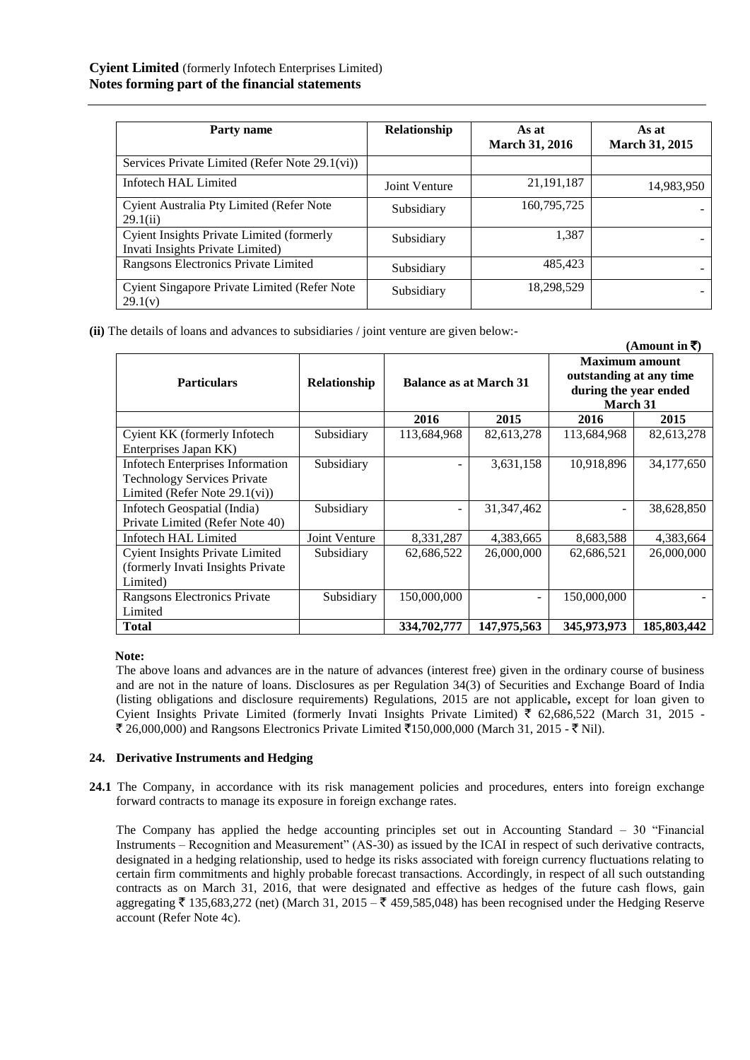| Party name | Relationship | As at March 31, 2016 | As at March 31, 2015 |
|---|---|---|---|
| Services Private Limited (Refer Note 29.1(vi)) | | | |
| Infotech HAL Limited | Joint Venture | 21,191,187 | 14,983,950 |
| Cyient Australia Pty Limited (Refer Note 29.1(ii) | Subsidiary | 160,795,725 | - |
| Cyient Insights Private Limited (formerly Invati Insights Private Limited) | Subsidiary | 1,387 | - |
| Rangsons Electronics Private Limited | Subsidiary | 485,423 | - |
| Cyient Singapore Private Limited (Refer Note 29.1(v) | Subsidiary | 18,298,529 | - |

**(ii)** The details of loans and advances to subsidiaries / joint venture are given below:-

**(Amount in ₹)**

| Particulars | Relationship | Balance as at March 31 | | Maximum amount outstanding at any time during the year ended March 31 | |
|---|---|---|---|---|---|
| | | 2016 | 2015 | 2016 | 2015 |
| Cyient KK (formerly Infotech Enterprises Japan KK) | Subsidiary | 113,684,968 | 82,613,278 | 113,684,968 | 82,613,278 |
| Infotech Enterprises Information Technology Services Private Limited (Refer Note 29.1(vi)) | Subsidiary | - | 3,631,158 | 10,918,896 | 34,177,650 |
| Infotech Geospatial (India) Private Limited (Refer Note 40) | Subsidiary | - | 31,347,462 | - | 38,628,850 |
| Infotech HAL Limited | Joint Venture | 8,331,287 | 4,383,665 | 8,683,588 | 4,383,664 |
| Cyient Insights Private Limited (formerly Invati Insights Private Limited) | Subsidiary | 62,686,522 | 26,000,000 | 62,686,521 | 26,000,000 |
| Rangsons Electronics Private Limited | Subsidiary | 150,000,000 | - | 150,000,000 | - |
| **Total** | | **334,702,777** | **147,975,563** | **345,973,973** | **185,803,442** |

**Note:**

The above loans and advances are in the nature of advances (interest free) given in the ordinary course of business and are not in the nature of loans. Disclosures as per Regulation 34(3) of Securities and Exchange Board of India (listing obligations and disclosure requirements) Regulations, 2015 are not applicable**,** except for loan given to Cyient Insights Private Limited (formerly Invati Insights Private Limited) ₹ 62,686,522 (March 31, 2015 - ₹ 26,000,000) and Rangsons Electronics Private Limited ₹150,000,000 (March 31, 2015 - ₹ Nil).

## 24. Derivative Instruments and Hedging

**24.1** The Company, in accordance with its risk management policies and procedures, enters into foreign exchange forward contracts to manage its exposure in foreign exchange rates.

The Company has applied the hedge accounting principles set out in Accounting Standard – 30 "Financial Instruments – Recognition and Measurement" (AS-30) as issued by the ICAI in respect of such derivative contracts, designated in a hedging relationship, used to hedge its risks associated with foreign currency fluctuations relating to certain firm commitments and highly probable forecast transactions. Accordingly, in respect of all such outstanding contracts as on March 31, 2016, that were designated and effective as hedges of the future cash flows, gain aggregating ₹ 135,683,272 (net) (March 31, 2015 – ₹ 459,585,048) has been recognised under the Hedging Reserve account (Refer Note 4c).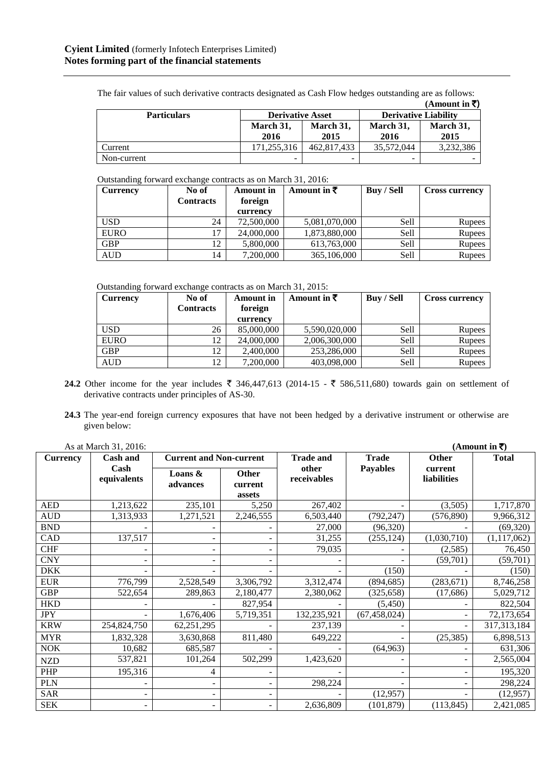**Cyient Limited** (formerly Infotech Enterprises Limited)
**Notes forming part of the financial statements**

The fair values of such derivative contracts designated as Cash Flow hedges outstanding are as follows:

**(Amount in ₹)**

| Particulars | Derivative Asset | | Derivative Liability | |
|---|---|---|---|---|
| | March 31, 2016 | March 31, 2015 | March 31, 2016 | March 31, 2015 |
| Current | 171,255,316 | 462,817,433 | 35,572,044 | 3,232,386 |
| Non-current | - | - | - | - |

Outstanding forward exchange contracts as on March 31, 2016:

| Currency | No of Contracts | Amount in foreign currency | Amount in ₹ | Buy / Sell | Cross currency |
|---|---|---|---|---|---|
| USD | 24 | 72,500,000 | 5,081,070,000 | Sell | Rupees |
| EURO | 17 | 24,000,000 | 1,873,880,000 | Sell | Rupees |
| GBP | 12 | 5,800,000 | 613,763,000 | Sell | Rupees |
| AUD | 14 | 7,200,000 | 365,106,000 | Sell | Rupees |

Outstanding forward exchange contracts as on March 31, 2015:

| Currency | No of Contracts | Amount in foreign currency | Amount in ₹ | Buy / Sell | Cross currency |
|---|---|---|---|---|---|
| USD | 26 | 85,000,000 | 5,590,020,000 | Sell | Rupees |
| EURO | 12 | 24,000,000 | 2,006,300,000 | Sell | Rupees |
| GBP | 12 | 2,400,000 | 253,286,000 | Sell | Rupees |
| AUD | 12 | 7,200,000 | 403,098,000 | Sell | Rupees |

**24.2** Other income for the year includes ₹ 346,447,613 (2014-15 - ₹ 586,511,680) towards gain on settlement of derivative contracts under principles of AS-30.

**24.3** The year-end foreign currency exposures that have not been hedged by a derivative instrument or otherwise are given below:

As at March 31, 2016: **(Amount in ₹)**

| Currency | Cash and Cash equivalents | Current and Non-current | | Trade and other receivables | Trade Payables | Other current liabilities | Total |
|---|---|---|---|---|---|---|---|
| | | Loans & advances | Other current assets | | | | |
| AED | 1,213,622 | 235,101 | 5,250 | 267,402 | - | (3,505) | 1,717,870 |
| AUD | 1,313,933 | 1,271,521 | 2,246,555 | 6,503,440 | (792,247) | (576,890) | 9,966,312 |
| BND | - | - | - | 27,000 | (96,320) | - | (69,320) |
| CAD | 137,517 | - | - | 31,255 | (255,124) | (1,030,710) | (1,117,062) |
| CHF | - | - | - | 79,035 | - | (2,585) | 76,450 |
| CNY | - | - | - | - | - | (59,701) | (59,701) |
| DKK | - | - | - | - | (150) | - | (150) |
| EUR | 776,799 | 2,528,549 | 3,306,792 | 3,312,474 | (894,685) | (283,671) | 8,746,258 |
| GBP | 522,654 | 289,863 | 2,180,477 | 2,380,062 | (325,658) | (17,686) | 5,029,712 |
| HKD | - | - | 827,954 | - | (5,450) | - | 822,504 |
| JPY | - | 1,676,406 | 5,719,351 | 132,235,921 | (67,458,024) | - | 72,173,654 |
| KRW | 254,824,750 | 62,251,295 | - | 237,139 | - | - | 317,313,184 |
| MYR | 1,832,328 | 3,630,868 | 811,480 | 649,222 | - | (25,385) | 6,898,513 |
| NOK | 10,682 | 685,587 | - | - | (64,963) | - | 631,306 |
| NZD | 537,821 | 101,264 | 502,299 | 1,423,620 | - | - | 2,565,004 |
| PHP | 195,316 | 4 | - | - | - | - | 195,320 |
| PLN | - | - | - | 298,224 | - | - | 298,224 |
| SAR | - | - | - | - | (12,957) | - | (12,957) |
| SEK | - | - | - | 2,636,809 | (101,879) | (113,845) | 2,421,085 |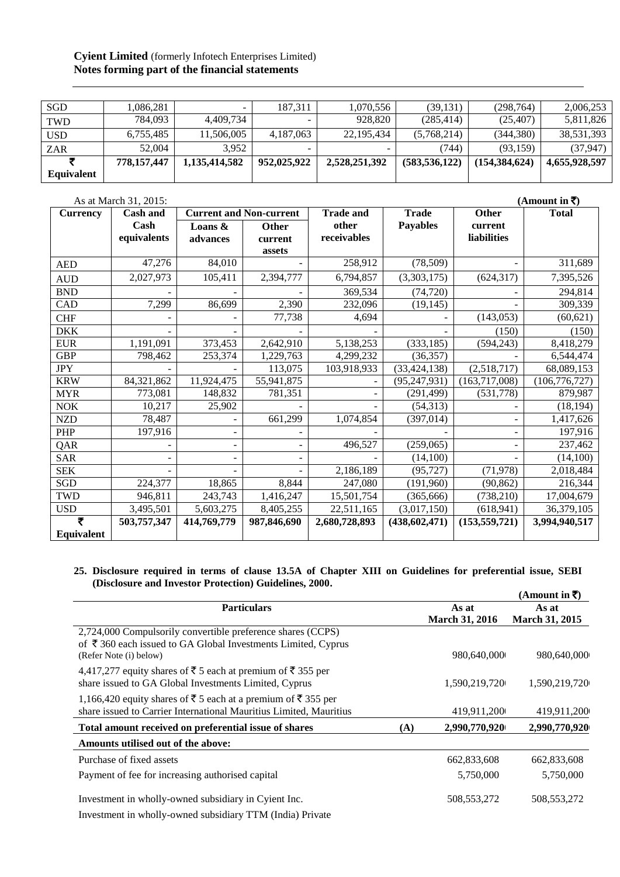**Cyient Limited** (formerly Infotech Enterprises Limited)
**Notes forming part of the financial statements**

| | | | | | | | |
|---|---|---|---|---|---|---|---|
| SGD | 1,086,281 | - | 187,311 | 1,070,556 | (39,131) | (298,764) | 2,006,253 |
| TWD | 784,093 | 4,409,734 | - | 928,820 | (285,414) | (25,407) | 5,811,826 |
| USD | 6,755,485 | 11,506,005 | 4,187,063 | 22,195,434 | (5,768,214) | (344,380) | 38,531,393 |
| ZAR | 52,004 | 3,952 | - | - | (744) | (93,159) | (37,947) |
| **₹ Equivalent** | **778,157,447** | **1,135,414,582** | **952,025,922** | **2,528,251,392** | **(583,536,122)** | **(154,384,624)** | **4,655,928,597** |

As at March 31, 2015: **(Amount in ₹)**

| Currency | Cash and Cash equivalents | Current and Non-current | | Trade and other receivables | Trade Payables | Other current liabilities | Total |
|---|---|---|---|---|---|---|---|
| | | Loans & advances | Other current assets | | | | |
| AED | 47,276 | 84,010 | - | 258,912 | (78,509) | - | 311,689 |
| AUD | 2,027,973 | 105,411 | 2,394,777 | 6,794,857 | (3,303,175) | (624,317) | 7,395,526 |
| BND | - | - | - | 369,534 | (74,720) | - | 294,814 |
| CAD | 7,299 | 86,699 | 2,390 | 232,096 | (19,145) | - | 309,339 |
| CHF | - | - | 77,738 | 4,694 | - | (143,053) | (60,621) |
| DKK | - | - | - | - | - | (150) | (150) |
| EUR | 1,191,091 | 373,453 | 2,642,910 | 5,138,253 | (333,185) | (594,243) | 8,418,279 |
| GBP | 798,462 | 253,374 | 1,229,763 | 4,299,232 | (36,357) | - | 6,544,474 |
| JPY | - | - | 113,075 | 103,918,933 | (33,424,138) | (2,518,717) | 68,089,153 |
| KRW | 84,321,862 | 11,924,475 | 55,941,875 | - | (95,247,931) | (163,717,008) | (106,776,727) |
| MYR | 773,081 | 148,832 | 781,351 | - | (291,499) | (531,778) | 879,987 |
| NOK | 10,217 | 25,902 | - | - | (54,313) | - | (18,194) |
| NZD | 78,487 | - | 661,299 | 1,074,854 | (397,014) | - | 1,417,626 |
| PHP | 197,916 | - | - | - | - | - | 197,916 |
| QAR | - | - | - | 496,527 | (259,065) | - | 237,462 |
| SAR | - | - | - | - | (14,100) | - | (14,100) |
| SEK | - | - | - | 2,186,189 | (95,727) | (71,978) | 2,018,484 |
| SGD | 224,377 | 18,865 | 8,844 | 247,080 | (191,960) | (90,862) | 216,344 |
| TWD | 946,811 | 243,743 | 1,416,247 | 15,501,754 | (365,666) | (738,210) | 17,004,679 |
| USD | 3,495,501 | 5,603,275 | 8,405,255 | 22,511,165 | (3,017,150) | (618,941) | 36,379,105 |
| **₹ Equivalent** | **503,757,347** | **414,769,779** | **987,846,690** | **2,680,728,893** | **(438,602,471)** | **(153,559,721)** | **3,994,940,517** |

**25. Disclosure required in terms of clause 13.5A of Chapter XIII on Guidelines for preferential issue, SEBI (Disclosure and Investor Protection) Guidelines, 2000.**

**(Amount in ₹)**

| Particulars | | As at March 31, 2016 | As at March 31, 2015 |
|---|---|---|---|
| 2,724,000 Compulsorily convertible preference shares (CCPS) of ₹ 360 each issued to GA Global Investments Limited, Cyprus (Refer Note (i) below) | | 980,640,000 | 980,640,000 |
| 4,417,277 equity shares of ₹ 5 each at premium of ₹ 355 per share issued to GA Global Investments Limited, Cyprus | | 1,590,219,720 | 1,590,219,720 |
| 1,166,420 equity shares of ₹ 5 each at a premium of ₹ 355 per share issued to Carrier International Mauritius Limited, Mauritius | | 419,911,200 | 419,911,200 |
| **Total amount received on preferential issue of shares** | **(A)** | **2,990,770,920** | **2,990,770,920** |
| **Amounts utilised out of the above:** | | | |
| Purchase of fixed assets | | 662,833,608 | 662,833,608 |
| Payment of fee for increasing authorised capital | | 5,750,000 | 5,750,000 |
| Investment in wholly-owned subsidiary in Cyient Inc. | | 508,553,272 | 508,553,272 |
| Investment in wholly-owned subsidiary TTM (India) Private | | | |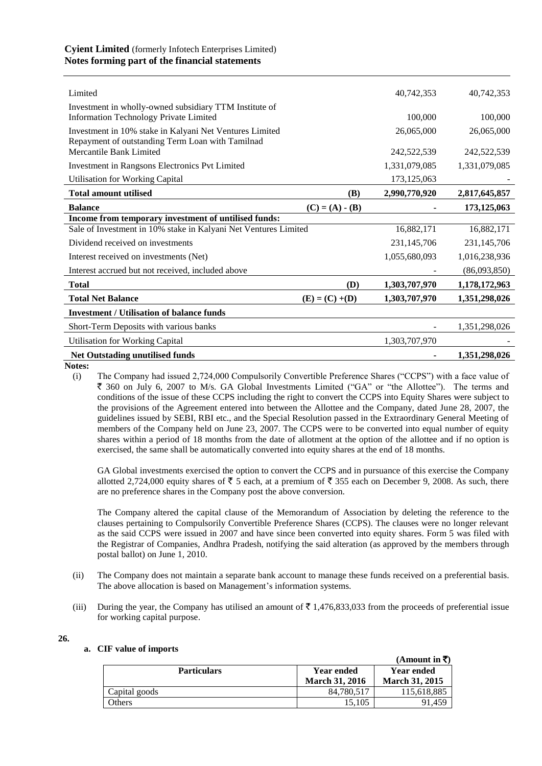| | | | |
|---|---|---|---|
| Limited | | 40,742,353 | 40,742,353 |
| Investment in wholly-owned subsidiary TTM Institute of Information Technology Private Limited | | 100,000 | 100,000 |
| Investment in 10% stake in Kalyani Net Ventures Limited | | 26,065,000 | 26,065,000 |
| Repayment of outstanding Term Loan with Tamilnad Mercantile Bank Limited | | 242,522,539 | 242,522,539 |
| Investment in Rangsons Electronics Pvt Limited | | 1,331,079,085 | 1,331,079,085 |
| Utilisation for Working Capital | | 173,125,063 | - |
| **Total amount utilised** | **(B)** | **2,990,770,920** | **2,817,645,857** |
| **Balance** | **(C) = (A) - (B)** | **-** | **173,125,063** |
| **Income from temporary investment of untilised funds:** | | | |
| Sale of Investment in 10% stake in Kalyani Net Ventures Limited | | 16,882,171 | 16,882,171 |
| Dividend received on investments | | 231,145,706 | 231,145,706 |
| Interest received on investments (Net) | | 1,055,680,093 | 1,016,238,936 |
| Interest accrued but not received, included above | | - | (86,093,850) |
| **Total** | **(D)** | **1,303,707,970** | **1,178,172,963** |
| **Total Net Balance** | **(E) = (C) +(D)** | **1,303,707,970** | **1,351,298,026** |
| **Investment / Utilisation of balance funds** | | | |
| Short-Term Deposits with various banks | | - | 1,351,298,026 |
| Utilisation for Working Capital | | 1,303,707,970 | - |
| **Net Outstading unutilised funds** | | **-** | **1,351,298,026** |

**Notes:**

(i) The Company had issued 2,724,000 Compulsorily Convertible Preference Shares ("CCPS") with a face value of ₹ 360 on July 6, 2007 to M/s. GA Global Investments Limited ("GA" or "the Allottee"). The terms and conditions of the issue of these CCPS including the right to convert the CCPS into Equity Shares were subject to the provisions of the Agreement entered into between the Allottee and the Company, dated June 28, 2007, the guidelines issued by SEBI, RBI etc., and the Special Resolution passed in the Extraordinary General Meeting of members of the Company held on June 23, 2007. The CCPS were to be converted into equal number of equity shares within a period of 18 months from the date of allotment at the option of the allottee and if no option is exercised, the same shall be automatically converted into equity shares at the end of 18 months.

GA Global investments exercised the option to convert the CCPS and in pursuance of this exercise the Company allotted 2,724,000 equity shares of ₹ 5 each, at a premium of ₹ 355 each on December 9, 2008. As such, there are no preference shares in the Company post the above conversion.

The Company altered the capital clause of the Memorandum of Association by deleting the reference to the clauses pertaining to Compulsorily Convertible Preference Shares (CCPS). The clauses were no longer relevant as the said CCPS were issued in 2007 and have since been converted into equity shares. Form 5 was filed with the Registrar of Companies, Andhra Pradesh, notifying the said alteration (as approved by the members through postal ballot) on June 1, 2010.

(ii) The Company does not maintain a separate bank account to manage these funds received on a preferential basis. The above allocation is based on Management's information systems.

(iii) During the year, the Company has utilised an amount of ₹ 1,476,833,033 from the proceeds of preferential issue for working capital purpose.

**26.**

**a. CIF value of imports**

**(Amount in ₹)**

| Particulars | Year ended March 31, 2016 | Year ended March 31, 2015 |
|---|---|---|
| Capital goods | 84,780,517 | 115,618,885 |
| Others | 15,105 | 91,459 |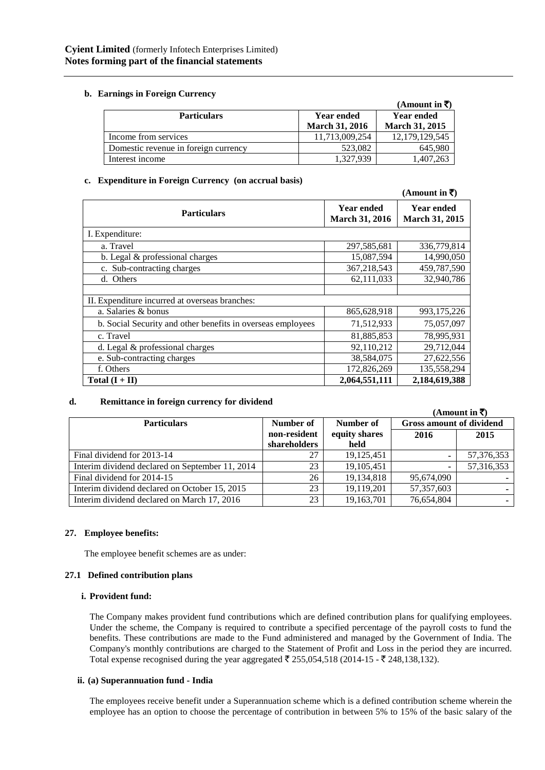**Cyient Limited** (formerly Infotech Enterprises Limited)
**Notes forming part of the financial statements**

**b. Earnings in Foreign Currency**

**(Amount in ₹)**

| Particulars | Year ended March 31, 2016 | Year ended March 31, 2015 |
|---|---|---|
| Income from services | 11,713,009,254 | 12,179,129,545 |
| Domestic revenue in foreign currency | 523,082 | 645,980 |
| Interest income | 1,327,939 | 1,407,263 |

**c. Expenditure in Foreign Currency (on accrual basis)**

**(Amount in ₹)**

| Particulars | Year ended March 31, 2016 | Year ended March 31, 2015 |
|---|---|---|
| I. Expenditure: | | |
| a. Travel | 297,585,681 | 336,779,814 |
| b. Legal & professional charges | 15,087,594 | 14,990,050 |
| c. Sub-contracting charges | 367,218,543 | 459,787,590 |
| d. Others | 62,111,033 | 32,940,786 |
| | | |
| II. Expenditure incurred at overseas branches: | | |
| a. Salaries & bonus | 865,628,918 | 993,175,226 |
| b. Social Security and other benefits in overseas employees | 71,512,933 | 75,057,097 |
| c. Travel | 81,885,853 | 78,995,931 |
| d. Legal & professional charges | 92,110,212 | 29,712,044 |
| e. Sub-contracting charges | 38,584,075 | 27,622,556 |
| f. Others | 172,826,269 | 135,558,294 |
| **Total (I + II)** | **2,064,551,111** | **2,184,619,388** |

**d. Remittance in foreign currency for dividend**

**(Amount in ₹)**

| Particulars | Number of non-resident shareholders | Number of equity shares held | Gross amount of dividend | |
|---|---|---|---|---|
| | | | 2016 | 2015 |
| Final dividend for 2013-14 | 27 | 19,125,451 | - | 57,376,353 |
| Interim dividend declared on September 11, 2014 | 23 | 19,105,451 | - | 57,316,353 |
| Final dividend for 2014-15 | 26 | 19,134,818 | 95,674,090 | - |
| Interim dividend declared on October 15, 2015 | 23 | 19,119,201 | 57,357,603 | - |
| Interim dividend declared on March 17, 2016 | 23 | 19,163,701 | 76,654,804 | - |

**27. Employee benefits:**

The employee benefit schemes are as under:

**27.1 Defined contribution plans**

**i. Provident fund:**

The Company makes provident fund contributions which are defined contribution plans for qualifying employees. Under the scheme, the Company is required to contribute a specified percentage of the payroll costs to fund the benefits. These contributions are made to the Fund administered and managed by the Government of India. The Company's monthly contributions are charged to the Statement of Profit and Loss in the period they are incurred. Total expense recognised during the year aggregated ₹ 255,054,518 (2014-15 - ₹ 248,138,132).

**ii. (a) Superannuation fund - India**

The employees receive benefit under a Superannuation scheme which is a defined contribution scheme wherein the employee has an option to choose the percentage of contribution in between 5% to 15% of the basic salary of the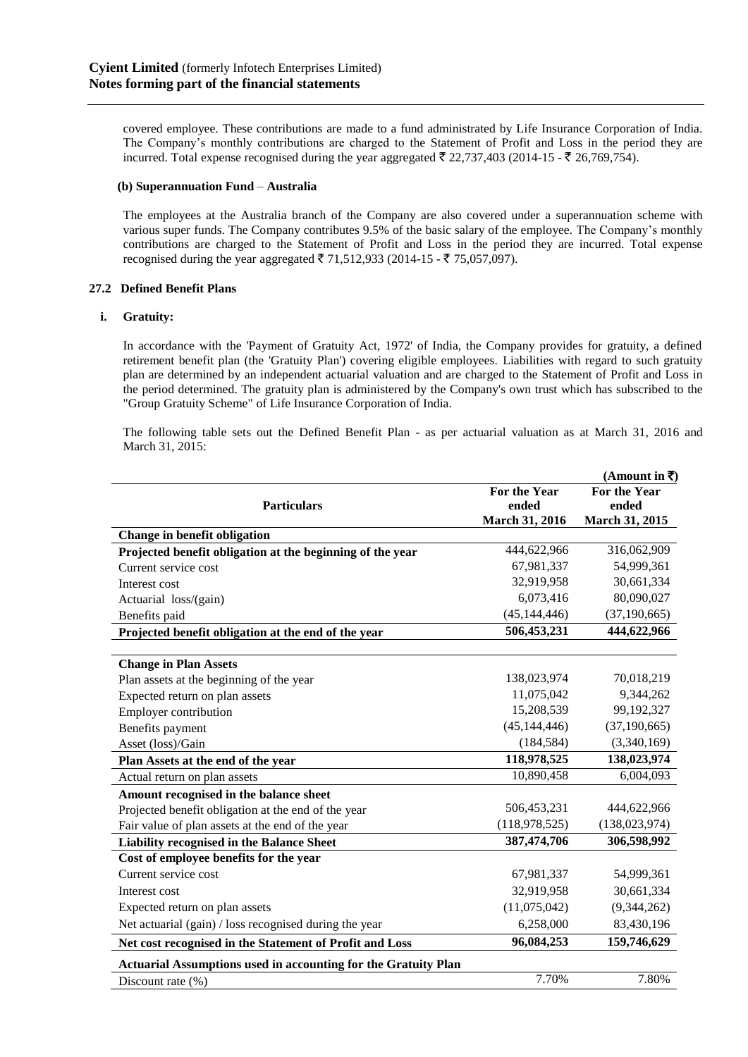covered employee. These contributions are made to a fund administrated by Life Insurance Corporation of India. The Company's monthly contributions are charged to the Statement of Profit and Loss in the period they are incurred. Total expense recognised during the year aggregated ₹ 22,737,403 (2014-15 - ₹ 26,769,754).

**(b) Superannuation Fund – Australia**

The employees at the Australia branch of the Company are also covered under a superannuation scheme with various super funds. The Company contributes 9.5% of the basic salary of the employee. The Company's monthly contributions are charged to the Statement of Profit and Loss in the period they are incurred. Total expense recognised during the year aggregated ₹ 71,512,933 (2014-15 - ₹ 75,057,097).

### 27.2 Defined Benefit Plans

**i. Gratuity:**

In accordance with the 'Payment of Gratuity Act, 1972' of India, the Company provides for gratuity, a defined retirement benefit plan (the 'Gratuity Plan') covering eligible employees. Liabilities with regard to such gratuity plan are determined by an independent actuarial valuation and are charged to the Statement of Profit and Loss in the period determined. The gratuity plan is administered by the Company's own trust which has subscribed to the "Group Gratuity Scheme" of Life Insurance Corporation of India.

The following table sets out the Defined Benefit Plan - as per actuarial valuation as at March 31, 2016 and March 31, 2015:

**(Amount in ₹)**

| Particulars | For the Year ended March 31, 2016 | For the Year ended March 31, 2015 |
|---|---|---|
| **Change in benefit obligation** | | |
| **Projected benefit obligation at the beginning of the year** | 444,622,966 | 316,062,909 |
| Current service cost | 67,981,337 | 54,999,361 |
| Interest cost | 32,919,958 | 30,661,334 |
| Actuarial loss/(gain) | 6,073,416 | 80,090,027 |
| Benefits paid | (45,144,446) | (37,190,665) |
| **Projected benefit obligation at the end of the year** | **506,453,231** | **444,622,966** |
| | | |
| **Change in Plan Assets** | | |
| Plan assets at the beginning of the year | 138,023,974 | 70,018,219 |
| Expected return on plan assets | 11,075,042 | 9,344,262 |
| Employer contribution | 15,208,539 | 99,192,327 |
| Benefits payment | (45,144,446) | (37,190,665) |
| Asset (loss)/Gain | (184,584) | (3,340,169) |
| **Plan Assets at the end of the year** | **118,978,525** | **138,023,974** |
| Actual return on plan assets | 10,890,458 | 6,004,093 |
| **Amount recognised in the balance sheet** | | |
| Projected benefit obligation at the end of the year | 506,453,231 | 444,622,966 |
| Fair value of plan assets at the end of the year | (118,978,525) | (138,023,974) |
| **Liability recognised in the Balance Sheet** | **387,474,706** | **306,598,992** |
| **Cost of employee benefits for the year** | | |
| Current service cost | 67,981,337 | 54,999,361 |
| Interest cost | 32,919,958 | 30,661,334 |
| Expected return on plan assets | (11,075,042) | (9,344,262) |
| Net actuarial (gain) / loss recognised during the year | 6,258,000 | 83,430,196 |
| **Net cost recognised in the Statement of Profit and Loss** | **96,084,253** | **159,746,629** |
| **Actuarial Assumptions used in accounting for the Gratuity Plan** | | |
| Discount rate (%) | 7.70% | 7.80% |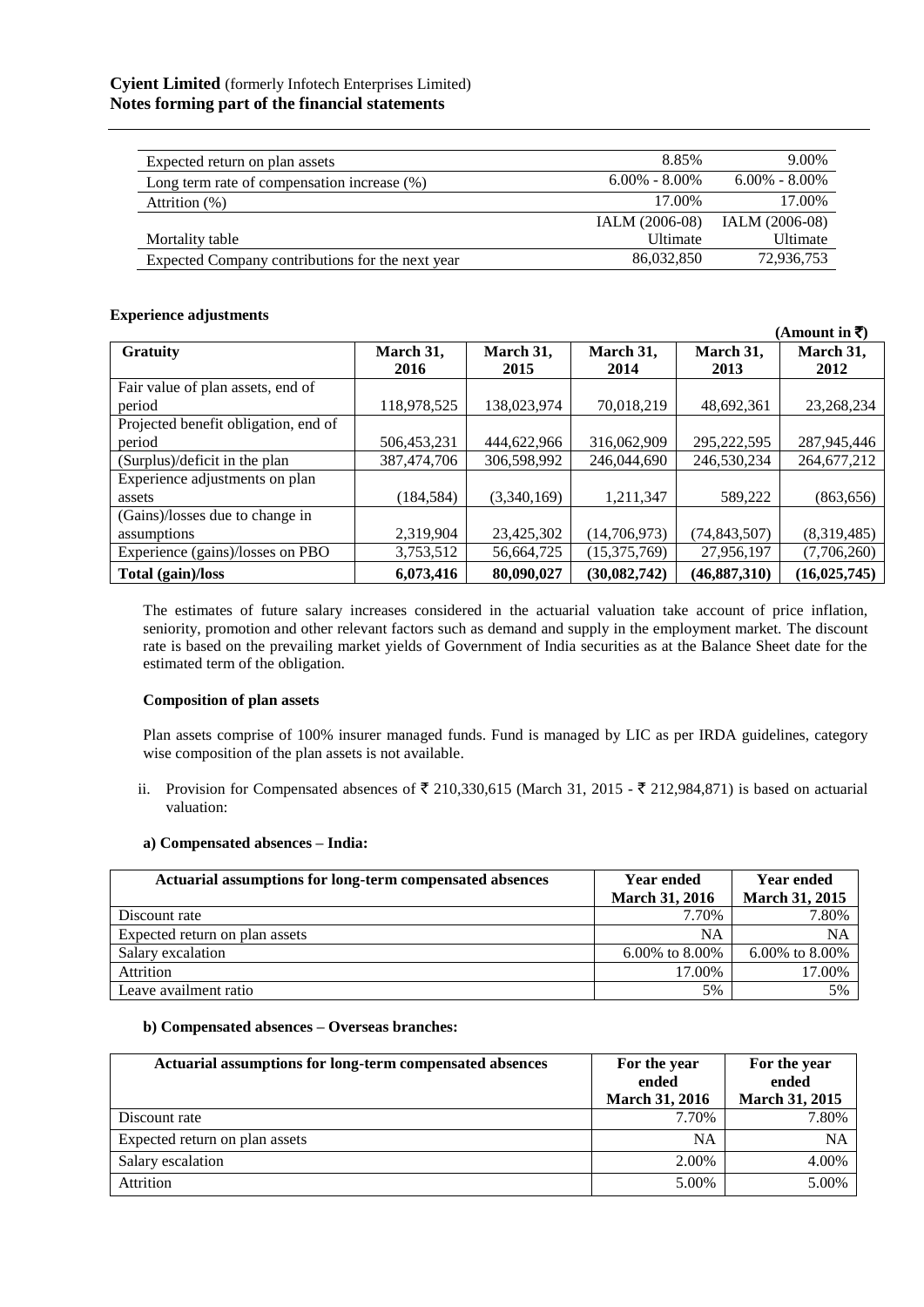| | | |
|---|---|---|
| Expected return on plan assets | 8.85% | 9.00% |
| Long term rate of compensation increase (%) | 6.00% - 8.00% | 6.00% - 8.00% |
| Attrition (%) | 17.00% | 17.00% |
| Mortality table | IALM (2006-08) Ultimate | IALM (2006-08) Ultimate |
| Expected Company contributions for the next year | 86,032,850 | 72,936,753 |

**Experience adjustments**

(Amount in ₹)

| Gratuity | March 31, 2016 | March 31, 2015 | March 31, 2014 | March 31, 2013 | March 31, 2012 |
|---|---|---|---|---|---|
| Fair value of plan assets, end of period | 118,978,525 | 138,023,974 | 70,018,219 | 48,692,361 | 23,268,234 |
| Projected benefit obligation, end of period | 506,453,231 | 444,622,966 | 316,062,909 | 295,222,595 | 287,945,446 |
| (Surplus)/deficit in the plan | 387,474,706 | 306,598,992 | 246,044,690 | 246,530,234 | 264,677,212 |
| Experience adjustments on plan assets | (184,584) | (3,340,169) | 1,211,347 | 589,222 | (863,656) |
| (Gains)/losses due to change in assumptions | 2,319,904 | 23,425,302 | (14,706,973) | (74,843,507) | (8,319,485) |
| Experience (gains)/losses on PBO | 3,753,512 | 56,664,725 | (15,375,769) | 27,956,197 | (7,706,260) |
| **Total (gain)/loss** | **6,073,416** | **80,090,027** | **(30,082,742)** | **(46,887,310)** | **(16,025,745)** |

The estimates of future salary increases considered in the actuarial valuation take account of price inflation, seniority, promotion and other relevant factors such as demand and supply in the employment market. The discount rate is based on the prevailing market yields of Government of India securities as at the Balance Sheet date for the estimated term of the obligation.

**Composition of plan assets**

Plan assets comprise of 100% insurer managed funds. Fund is managed by LIC as per IRDA guidelines, category wise composition of the plan assets is not available.

ii. Provision for Compensated absences of ₹ 210,330,615 (March 31, 2015 - ₹ 212,984,871) is based on actuarial valuation:

**a) Compensated absences – India:**

| Actuarial assumptions for long-term compensated absences | Year ended March 31, 2016 | Year ended March 31, 2015 |
|---|---|---|
| Discount rate | 7.70% | 7.80% |
| Expected return on plan assets | NA | NA |
| Salary excalation | 6.00% to 8.00% | 6.00% to 8.00% |
| Attrition | 17.00% | 17.00% |
| Leave availment ratio | 5% | 5% |

**b) Compensated absences – Overseas branches:**

| Actuarial assumptions for long-term compensated absences | For the year ended March 31, 2016 | For the year ended March 31, 2015 |
|---|---|---|
| Discount rate | 7.70% | 7.80% |
| Expected return on plan assets | NA | NA |
| Salary escalation | 2.00% | 4.00% |
| Attrition | 5.00% | 5.00% |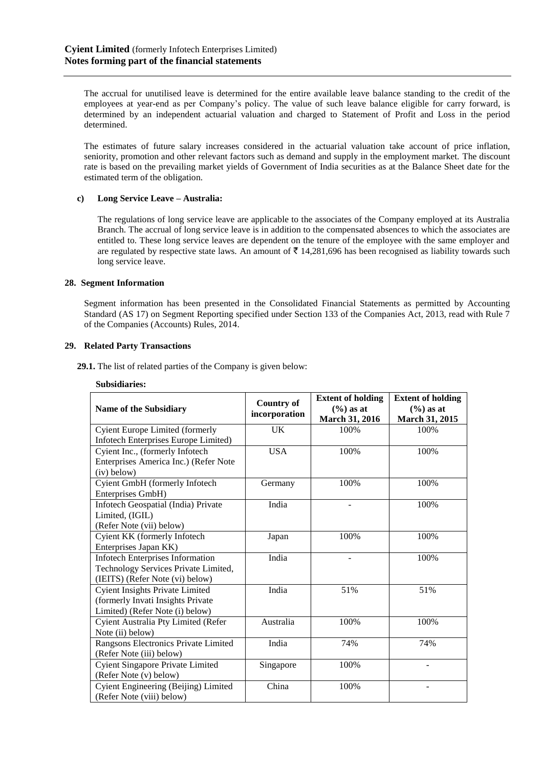The accrual for unutilised leave is determined for the entire available leave balance standing to the credit of the employees at year-end as per Company's policy. The value of such leave balance eligible for carry forward, is determined by an independent actuarial valuation and charged to Statement of Profit and Loss in the period determined.

The estimates of future salary increases considered in the actuarial valuation take account of price inflation, seniority, promotion and other relevant factors such as demand and supply in the employment market. The discount rate is based on the prevailing market yields of Government of India securities as at the Balance Sheet date for the estimated term of the obligation.

**c) Long Service Leave – Australia:**

The regulations of long service leave are applicable to the associates of the Company employed at its Australia Branch. The accrual of long service leave is in addition to the compensated absences to which the associates are entitled to. These long service leaves are dependent on the tenure of the employee with the same employer and are regulated by respective state laws. An amount of ₹ 14,281,696 has been recognised as liability towards such long service leave.

**28. Segment Information**

Segment information has been presented in the Consolidated Financial Statements as permitted by Accounting Standard (AS 17) on Segment Reporting specified under Section 133 of the Companies Act, 2013, read with Rule 7 of the Companies (Accounts) Rules, 2014.

**29. Related Party Transactions**

**29.1.** The list of related parties of the Company is given below:

**Subsidiaries:**

| Name of the Subsidiary | Country of incorporation | Extent of holding (%) as at March 31, 2016 | Extent of holding (%) as at March 31, 2015 |
|---|---|---|---|
| Cyient Europe Limited (formerly Infotech Enterprises Europe Limited) | UK | 100% | 100% |
| Cyient Inc., (formerly Infotech Enterprises America Inc.) (Refer Note (iv) below) | USA | 100% | 100% |
| Cyient GmbH (formerly Infotech Enterprises GmbH) | Germany | 100% | 100% |
| Infotech Geospatial (India) Private Limited, (IGIL) (Refer Note (vii) below) | India | - | 100% |
| Cyient KK (formerly Infotech Enterprises Japan KK) | Japan | 100% | 100% |
| Infotech Enterprises Information Technology Services Private Limited, (IEITS) (Refer Note (vi) below) | India | - | 100% |
| Cyient Insights Private Limited (formerly Invati Insights Private Limited) (Refer Note (i) below) | India | 51% | 51% |
| Cyient Australia Pty Limited (Refer Note (ii) below) | Australia | 100% | 100% |
| Rangsons Electronics Private Limited (Refer Note (iii) below) | India | 74% | 74% |
| Cyient Singapore Private Limited (Refer Note (v) below) | Singapore | 100% | - |
| Cyient Engineering (Beijing) Limited (Refer Note (viii) below) | China | 100% | - |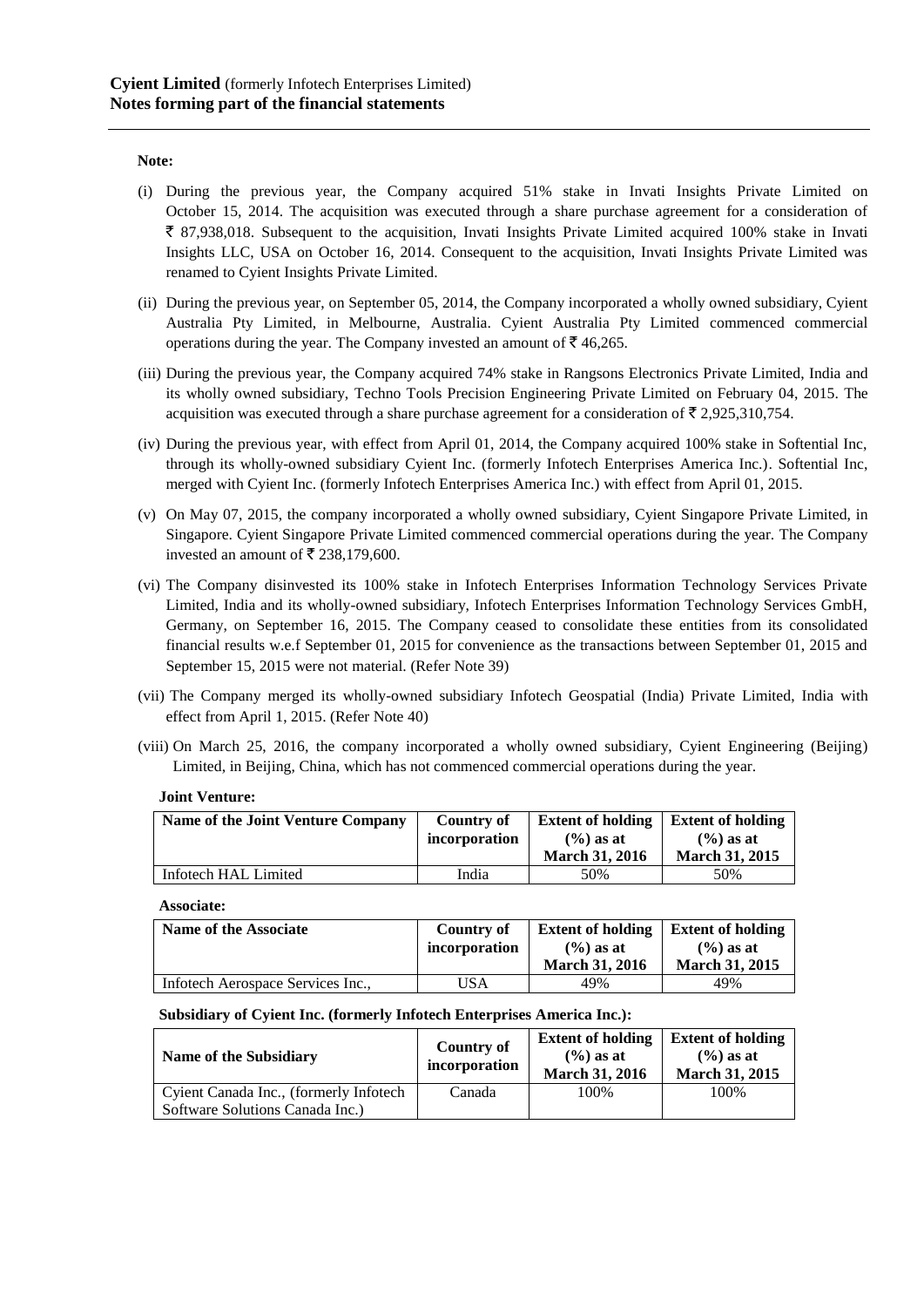**Note:**

(i) During the previous year, the Company acquired 51% stake in Invati Insights Private Limited on October 15, 2014. The acquisition was executed through a share purchase agreement for a consideration of ₹ 87,938,018. Subsequent to the acquisition, Invati Insights Private Limited acquired 100% stake in Invati Insights LLC, USA on October 16, 2014. Consequent to the acquisition, Invati Insights Private Limited was renamed to Cyient Insights Private Limited.

(ii) During the previous year, on September 05, 2014, the Company incorporated a wholly owned subsidiary, Cyient Australia Pty Limited, in Melbourne, Australia. Cyient Australia Pty Limited commenced commercial operations during the year. The Company invested an amount of ₹ 46,265.

(iii) During the previous year, the Company acquired 74% stake in Rangsons Electronics Private Limited, India and its wholly owned subsidiary, Techno Tools Precision Engineering Private Limited on February 04, 2015. The acquisition was executed through a share purchase agreement for a consideration of ₹ 2,925,310,754.

(iv) During the previous year, with effect from April 01, 2014, the Company acquired 100% stake in Softential Inc, through its wholly-owned subsidiary Cyient Inc. (formerly Infotech Enterprises America Inc.). Softential Inc, merged with Cyient Inc. (formerly Infotech Enterprises America Inc.) with effect from April 01, 2015.

(v) On May 07, 2015, the company incorporated a wholly owned subsidiary, Cyient Singapore Private Limited, in Singapore. Cyient Singapore Private Limited commenced commercial operations during the year. The Company invested an amount of ₹ 238,179,600.

(vi) The Company disinvested its 100% stake in Infotech Enterprises Information Technology Services Private Limited, India and its wholly-owned subsidiary, Infotech Enterprises Information Technology Services GmbH, Germany, on September 16, 2015. The Company ceased to consolidate these entities from its consolidated financial results w.e.f September 01, 2015 for convenience as the transactions between September 01, 2015 and September 15, 2015 were not material. (Refer Note 39)

(vii) The Company merged its wholly-owned subsidiary Infotech Geospatial (India) Private Limited, India with effect from April 1, 2015. (Refer Note 40)

(viii) On March 25, 2016, the company incorporated a wholly owned subsidiary, Cyient Engineering (Beijing) Limited, in Beijing, China, which has not commenced commercial operations during the year.

**Joint Venture:**

| Name of the Joint Venture Company | Country of incorporation | Extent of holding (%) as at March 31, 2016 | Extent of holding (%) as at March 31, 2015 |
|---|---|---|---|
| Infotech HAL Limited | India | 50% | 50% |

**Associate:**

| Name of the Associate | Country of incorporation | Extent of holding (%) as at March 31, 2016 | Extent of holding (%) as at March 31, 2015 |
|---|---|---|---|
| Infotech Aerospace Services Inc., | USA | 49% | 49% |

**Subsidiary of Cyient Inc. (formerly Infotech Enterprises America Inc.):**

| Name of the Subsidiary | Country of incorporation | Extent of holding (%) as at March 31, 2016 | Extent of holding (%) as at March 31, 2015 |
|---|---|---|---|
| Cyient Canada Inc., (formerly Infotech Software Solutions Canada Inc.) | Canada | 100% | 100% |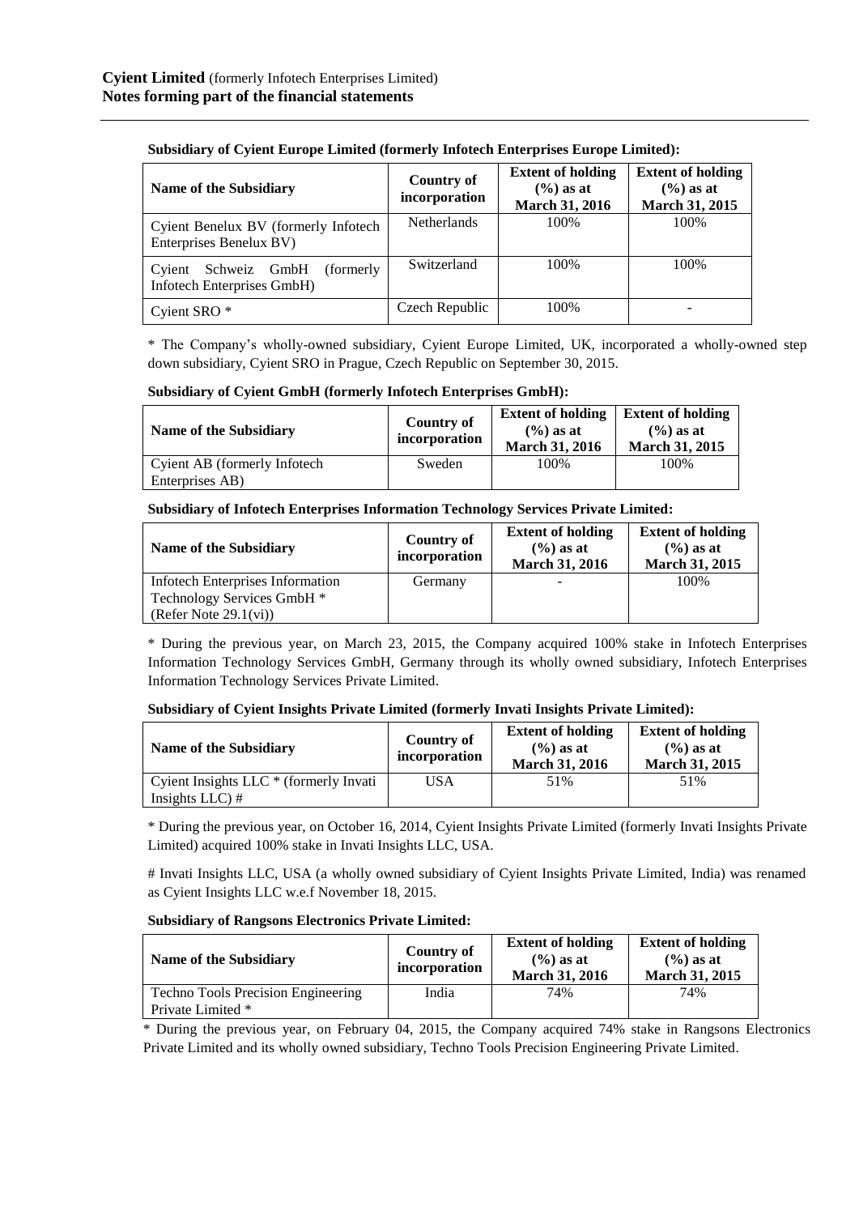**Subsidiary of Cyient Europe Limited (formerly Infotech Enterprises Europe Limited):**

| Name of the Subsidiary | Country of incorporation | Extent of holding (%) as at March 31, 2016 | Extent of holding (%) as at March 31, 2015 |
|---|---|---|---|
| Cyient Benelux BV (formerly Infotech Enterprises Benelux BV) | Netherlands | 100% | 100% |
| Cyient Schweiz GmbH (formerly Infotech Enterprises GmbH) | Switzerland | 100% | 100% |
| Cyient SRO * | Czech Republic | 100% | - |

* The Company's wholly-owned subsidiary, Cyient Europe Limited, UK, incorporated a wholly-owned step down subsidiary, Cyient SRO in Prague, Czech Republic on September 30, 2015.

**Subsidiary of Cyient GmbH (formerly Infotech Enterprises GmbH):**

| Name of the Subsidiary | Country of incorporation | Extent of holding (%) as at March 31, 2016 | Extent of holding (%) as at March 31, 2015 |
|---|---|---|---|
| Cyient AB (formerly Infotech Enterprises AB) | Sweden | 100% | 100% |

**Subsidiary of Infotech Enterprises Information Technology Services Private Limited:**

| Name of the Subsidiary | Country of incorporation | Extent of holding (%) as at March 31, 2016 | Extent of holding (%) as at March 31, 2015 |
|---|---|---|---|
| Infotech Enterprises Information Technology Services GmbH * (Refer Note 29.1(vi)) | Germany | - | 100% |

* During the previous year, on March 23, 2015, the Company acquired 100% stake in Infotech Enterprises Information Technology Services GmbH, Germany through its wholly owned subsidiary, Infotech Enterprises Information Technology Services Private Limited.

**Subsidiary of Cyient Insights Private Limited (formerly Invati Insights Private Limited):**

| Name of the Subsidiary | Country of incorporation | Extent of holding (%) as at March 31, 2016 | Extent of holding (%) as at March 31, 2015 |
|---|---|---|---|
| Cyient Insights LLC * (formerly Invati Insights LLC) # | USA | 51% | 51% |

* During the previous year, on October 16, 2014, Cyient Insights Private Limited (formerly Invati Insights Private Limited) acquired 100% stake in Invati Insights LLC, USA.

# Invati Insights LLC, USA (a wholly owned subsidiary of Cyient Insights Private Limited, India) was renamed as Cyient Insights LLC w.e.f November 18, 2015.

**Subsidiary of Rangsons Electronics Private Limited:**

| Name of the Subsidiary | Country of incorporation | Extent of holding (%) as at March 31, 2016 | Extent of holding (%) as at March 31, 2015 |
|---|---|---|---|
| Techno Tools Precision Engineering Private Limited * | India | 74% | 74% |

* During the previous year, on February 04, 2015, the Company acquired 74% stake in Rangsons Electronics Private Limited and its wholly owned subsidiary, Techno Tools Precision Engineering Private Limited.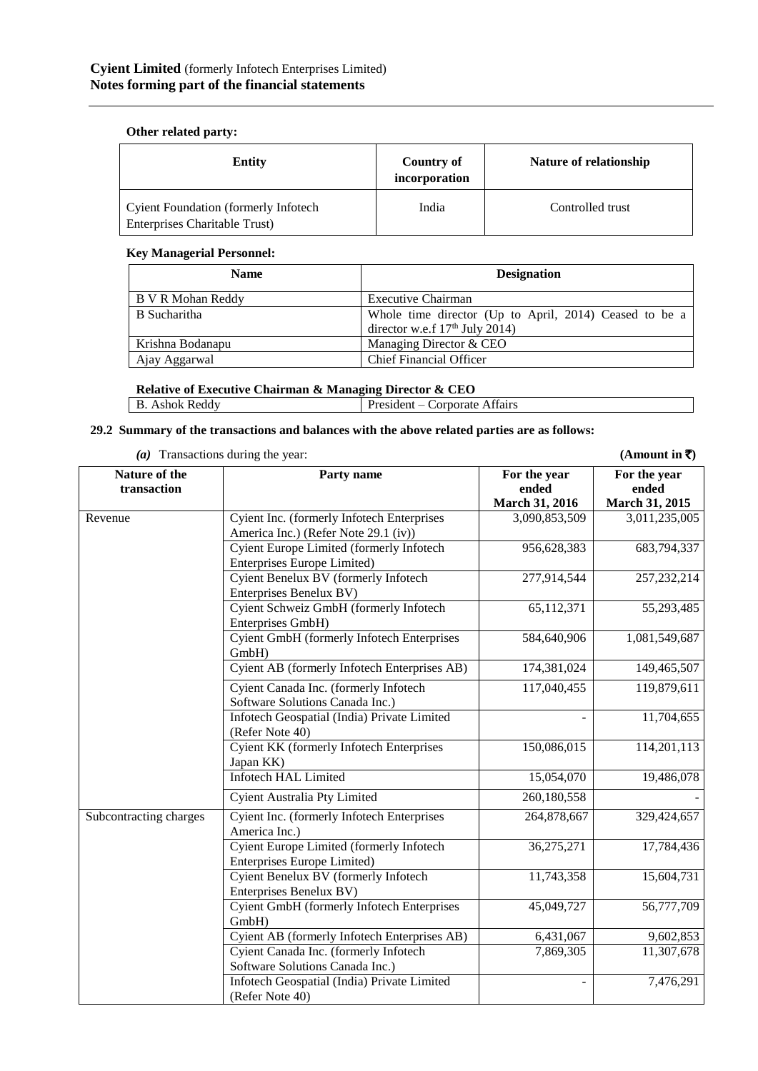**Cyient Limited** (formerly Infotech Enterprises Limited)
**Notes forming part of the financial statements**

**Other related party:**

| Entity | Country of incorporation | Nature of relationship |
|---|---|---|
| Cyient Foundation (formerly Infotech Enterprises Charitable Trust) | India | Controlled trust |

**Key Managerial Personnel:**

| Name | Designation |
|---|---|
| B V R Mohan Reddy | Executive Chairman |
| B Sucharitha | Whole time director (Up to April, 2014) Ceased to be a director w.e.f 17th July 2014) |
| Krishna Bodanapu | Managing Director & CEO |
| Ajay Aggarwal | Chief Financial Officer |

**Relative of Executive Chairman & Managing Director & CEO**

| | |
|---|---|
| B. Ashok Reddy | President – Corporate Affairs |

**29.2 Summary of the transactions and balances with the above related parties are as follows:**

*(a)* Transactions during the year: **(Amount in ₹)**

| Nature of the transaction | Party name | For the year ended March 31, 2016 | For the year ended March 31, 2015 |
|---|---|---|---|
| Revenue | Cyient Inc. (formerly Infotech Enterprises America Inc.) (Refer Note 29.1 (iv)) | 3,090,853,509 | 3,011,235,005 |
| | Cyient Europe Limited (formerly Infotech Enterprises Europe Limited) | 956,628,383 | 683,794,337 |
| | Cyient Benelux BV (formerly Infotech Enterprises Benelux BV) | 277,914,544 | 257,232,214 |
| | Cyient Schweiz GmbH (formerly Infotech Enterprises GmbH) | 65,112,371 | 55,293,485 |
| | Cyient GmbH (formerly Infotech Enterprises GmbH) | 584,640,906 | 1,081,549,687 |
| | Cyient AB (formerly Infotech Enterprises AB) | 174,381,024 | 149,465,507 |
| | Cyient Canada Inc. (formerly Infotech Software Solutions Canada Inc.) | 117,040,455 | 119,879,611 |
| | Infotech Geospatial (India) Private Limited (Refer Note 40) | - | 11,704,655 |
| | Cyient KK (formerly Infotech Enterprises Japan KK) | 150,086,015 | 114,201,113 |
| | Infotech HAL Limited | 15,054,070 | 19,486,078 |
| | Cyient Australia Pty Limited | 260,180,558 | - |
| Subcontracting charges | Cyient Inc. (formerly Infotech Enterprises America Inc.) | 264,878,667 | 329,424,657 |
| | Cyient Europe Limited (formerly Infotech Enterprises Europe Limited) | 36,275,271 | 17,784,436 |
| | Cyient Benelux BV (formerly Infotech Enterprises Benelux BV) | 11,743,358 | 15,604,731 |
| | Cyient GmbH (formerly Infotech Enterprises GmbH) | 45,049,727 | 56,777,709 |
| | Cyient AB (formerly Infotech Enterprises AB) | 6,431,067 | 9,602,853 |
| | Cyient Canada Inc. (formerly Infotech Software Solutions Canada Inc.) | 7,869,305 | 11,307,678 |
| | Infotech Geospatial (India) Private Limited (Refer Note 40) | - | 7,476,291 |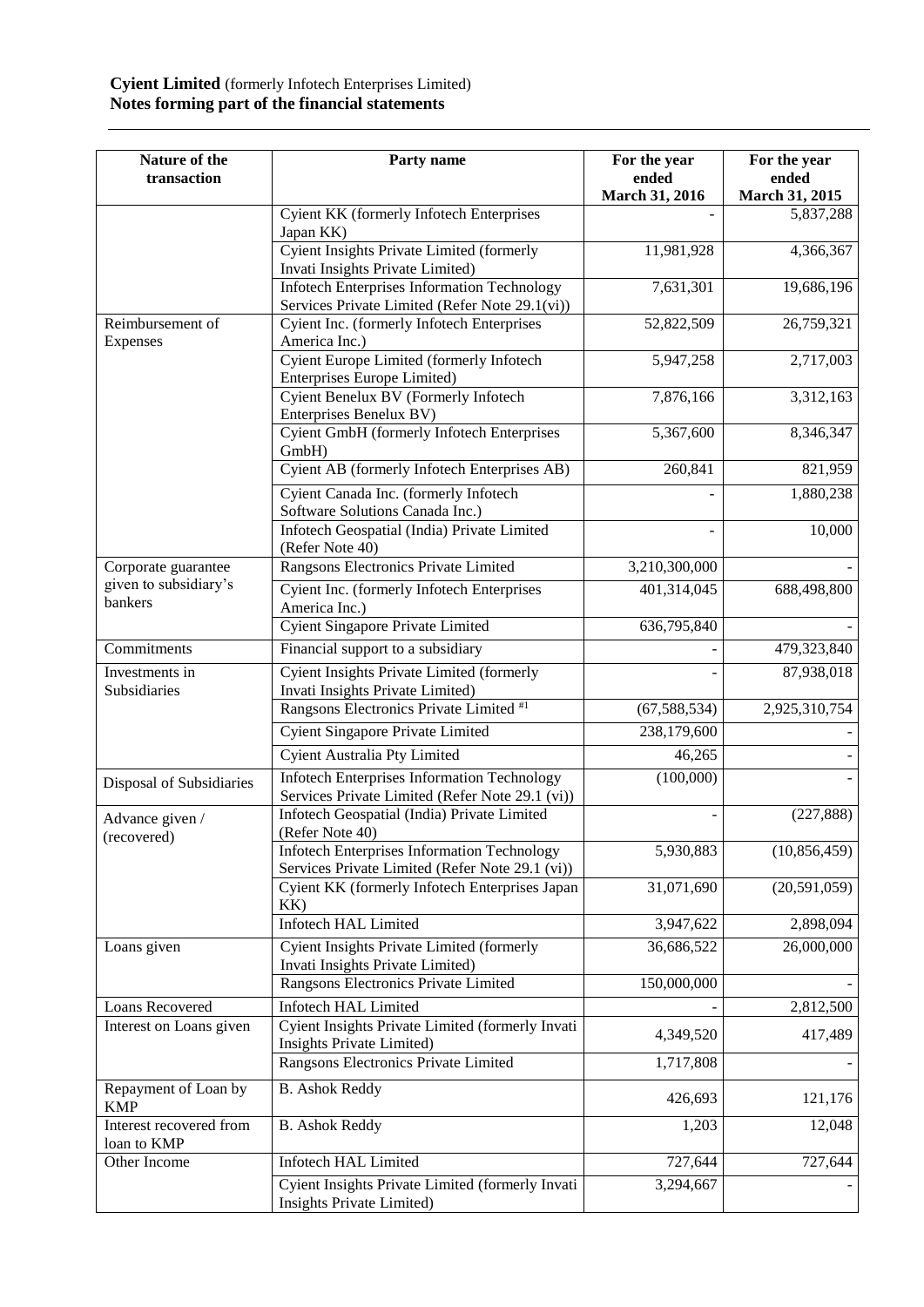**Cyient Limited** (formerly Infotech Enterprises Limited)
**Notes forming part of the financial statements**

| Nature of the transaction | Party name | For the year ended March 31, 2016 | For the year ended March 31, 2015 |
|---|---|---|---|
| | Cyient KK (formerly Infotech Enterprises Japan KK) | - | 5,837,288 |
| | Cyient Insights Private Limited (formerly Invati Insights Private Limited) | 11,981,928 | 4,366,367 |
| | Infotech Enterprises Information Technology Services Private Limited (Refer Note 29.1(vi)) | 7,631,301 | 19,686,196 |
| Reimbursement of Expenses | Cyient Inc. (formerly Infotech Enterprises America Inc.) | 52,822,509 | 26,759,321 |
| | Cyient Europe Limited (formerly Infotech Enterprises Europe Limited) | 5,947,258 | 2,717,003 |
| | Cyient Benelux BV (Formerly Infotech Enterprises Benelux BV) | 7,876,166 | 3,312,163 |
| | Cyient GmbH (formerly Infotech Enterprises GmbH) | 5,367,600 | 8,346,347 |
| | Cyient AB (formerly Infotech Enterprises AB) | 260,841 | 821,959 |
| | Cyient Canada Inc. (formerly Infotech Software Solutions Canada Inc.) | - | 1,880,238 |
| | Infotech Geospatial (India) Private Limited (Refer Note 40) | - | 10,000 |
| Corporate guarantee given to subsidiary's bankers | Rangsons Electronics Private Limited | 3,210,300,000 | - |
| | Cyient Inc. (formerly Infotech Enterprises America Inc.) | 401,314,045 | 688,498,800 |
| | Cyient Singapore Private Limited | 636,795,840 | - |
| Commitments | Financial support to a subsidiary | - | 479,323,840 |
| Investments in Subsidiaries | Cyient Insights Private Limited (formerly Invati Insights Private Limited) | - | 87,938,018 |
| | Rangsons Electronics Private Limited [#1] | (67,588,534) | 2,925,310,754 |
| | Cyient Singapore Private Limited | 238,179,600 | - |
| | Cyient Australia Pty Limited | 46,265 | - |
| Disposal of Subsidiaries | Infotech Enterprises Information Technology Services Private Limited (Refer Note 29.1 (vi)) | (100,000) | - |
| Advance given / (recovered) | Infotech Geospatial (India) Private Limited (Refer Note 40) | - | (227,888) |
| | Infotech Enterprises Information Technology Services Private Limited (Refer Note 29.1 (vi)) | 5,930,883 | (10,856,459) |
| | Cyient KK (formerly Infotech Enterprises Japan KK) | 31,071,690 | (20,591,059) |
| | Infotech HAL Limited | 3,947,622 | 2,898,094 |
| Loans given | Cyient Insights Private Limited (formerly Invati Insights Private Limited) | 36,686,522 | 26,000,000 |
| | Rangsons Electronics Private Limited | 150,000,000 | - |
| Loans Recovered | Infotech HAL Limited | - | 2,812,500 |
| Interest on Loans given | Cyient Insights Private Limited (formerly Invati Insights Private Limited) | 4,349,520 | 417,489 |
| | Rangsons Electronics Private Limited | 1,717,808 | - |
| Repayment of Loan by KMP | B. Ashok Reddy | 426,693 | 121,176 |
| Interest recovered from loan to KMP | B. Ashok Reddy | 1,203 | 12,048 |
| Other Income | Infotech HAL Limited | 727,644 | 727,644 |
| | Cyient Insights Private Limited (formerly Invati Insights Private Limited) | 3,294,667 | - |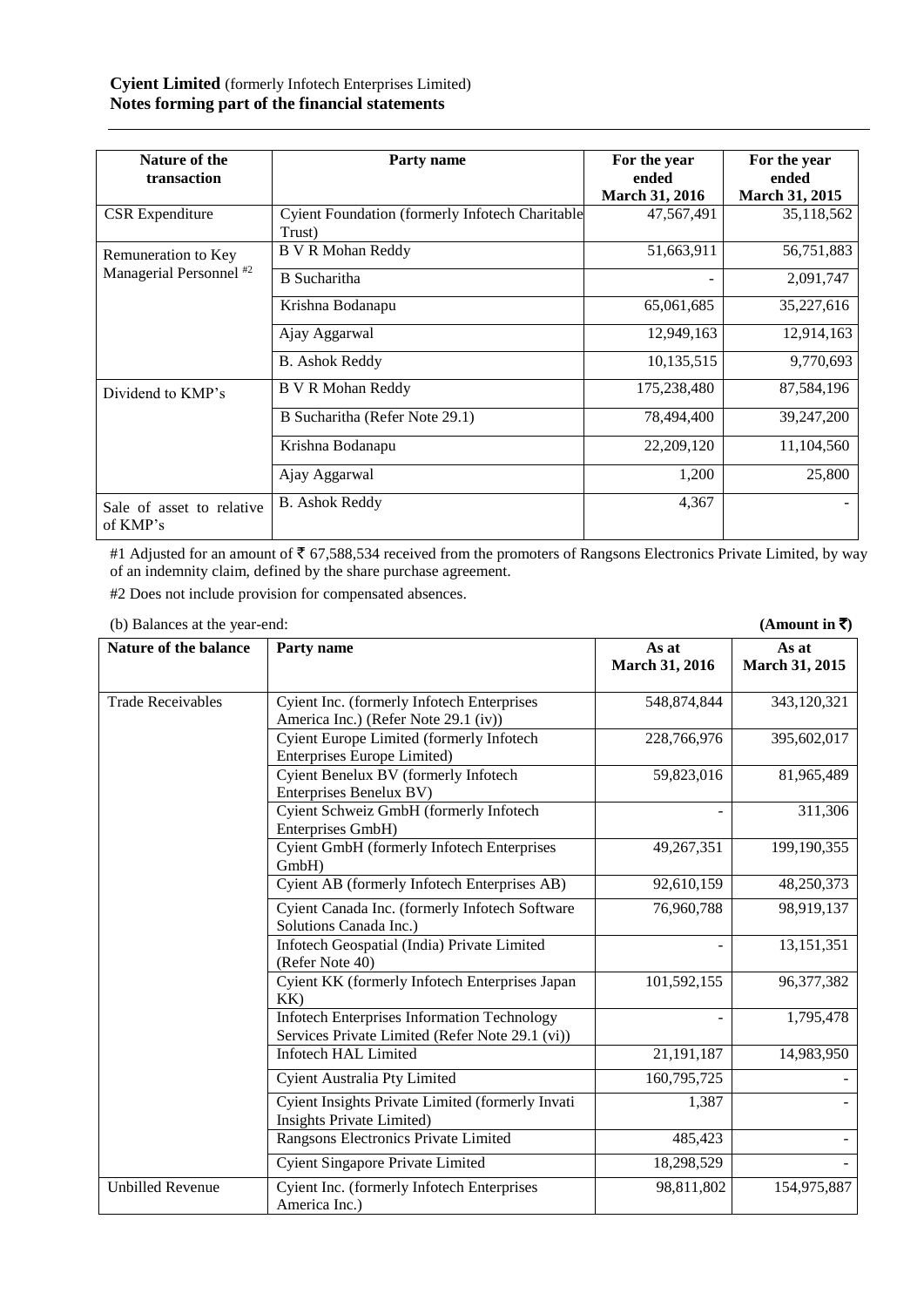| Nature of the transaction | Party name | For the year ended March 31, 2016 | For the year ended March 31, 2015 |
|---|---|---|---|
| CSR Expenditure | Cyient Foundation (formerly Infotech Charitable Trust) | 47,567,491 | 35,118,562 |
| Remuneration to Key Managerial Personnel #2 | B V R Mohan Reddy | 51,663,911 | 56,751,883 |
| | B Sucharitha | - | 2,091,747 |
| | Krishna Bodanapu | 65,061,685 | 35,227,616 |
| | Ajay Aggarwal | 12,949,163 | 12,914,163 |
| | B. Ashok Reddy | 10,135,515 | 9,770,693 |
| Dividend to KMP's | B V R Mohan Reddy | 175,238,480 | 87,584,196 |
| | B Sucharitha (Refer Note 29.1) | 78,494,400 | 39,247,200 |
| | Krishna Bodanapu | 22,209,120 | 11,104,560 |
| | Ajay Aggarwal | 1,200 | 25,800 |
| Sale of asset to relative of KMP's | B. Ashok Reddy | 4,367 | - |

#1 Adjusted for an amount of ₹ 67,588,534 received from the promoters of Rangsons Electronics Private Limited, by way of an indemnity claim, defined by the share purchase agreement.

#2 Does not include provision for compensated absences.

(b) Balances at the year-end: **(Amount in ₹)**

| Nature of the balance | Party name | As at March 31, 2016 | As at March 31, 2015 |
|---|---|---|---|
| Trade Receivables | Cyient Inc. (formerly Infotech Enterprises America Inc.) (Refer Note 29.1 (iv)) | 548,874,844 | 343,120,321 |
| | Cyient Europe Limited (formerly Infotech Enterprises Europe Limited) | 228,766,976 | 395,602,017 |
| | Cyient Benelux BV (formerly Infotech Enterprises Benelux BV) | 59,823,016 | 81,965,489 |
| | Cyient Schweiz GmbH (formerly Infotech Enterprises GmbH) | - | 311,306 |
| | Cyient GmbH (formerly Infotech Enterprises GmbH) | 49,267,351 | 199,190,355 |
| | Cyient AB (formerly Infotech Enterprises AB) | 92,610,159 | 48,250,373 |
| | Cyient Canada Inc. (formerly Infotech Software Solutions Canada Inc.) | 76,960,788 | 98,919,137 |
| | Infotech Geospatial (India) Private Limited (Refer Note 40) | - | 13,151,351 |
| | Cyient KK (formerly Infotech Enterprises Japan KK) | 101,592,155 | 96,377,382 |
| | Infotech Enterprises Information Technology Services Private Limited (Refer Note 29.1 (vi)) | - | 1,795,478 |
| | Infotech HAL Limited | 21,191,187 | 14,983,950 |
| | Cyient Australia Pty Limited | 160,795,725 | - |
| | Cyient Insights Private Limited (formerly Invati Insights Private Limited) | 1,387 | - |
| | Rangsons Electronics Private Limited | 485,423 | - |
| | Cyient Singapore Private Limited | 18,298,529 | - |
| Unbilled Revenue | Cyient Inc. (formerly Infotech Enterprises America Inc.) | 98,811,802 | 154,975,887 |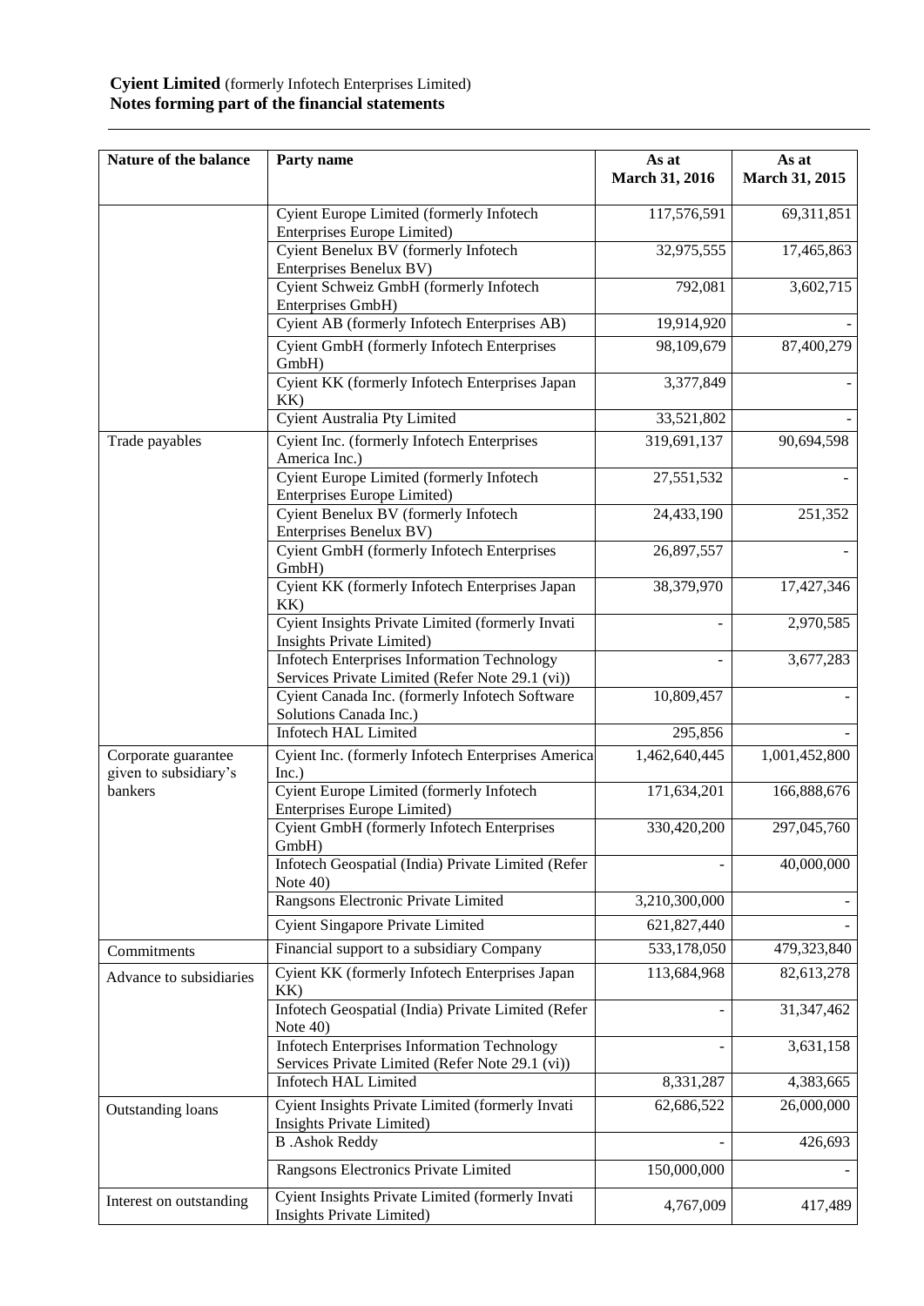**Cyient Limited** (formerly Infotech Enterprises Limited)
**Notes forming part of the financial statements**

| Nature of the balance | Party name | As at March 31, 2016 | As at March 31, 2015 |
|---|---|---|---|
| | Cyient Europe Limited (formerly Infotech Enterprises Europe Limited) | 117,576,591 | 69,311,851 |
| | Cyient Benelux BV (formerly Infotech Enterprises Benelux BV) | 32,975,555 | 17,465,863 |
| | Cyient Schweiz GmbH (formerly Infotech Enterprises GmbH) | 792,081 | 3,602,715 |
| | Cyient AB (formerly Infotech Enterprises AB) | 19,914,920 | - |
| | Cyient GmbH (formerly Infotech Enterprises GmbH) | 98,109,679 | 87,400,279 |
| | Cyient KK (formerly Infotech Enterprises Japan KK) | 3,377,849 | - |
| | Cyient Australia Pty Limited | 33,521,802 | - |
| Trade payables | Cyient Inc. (formerly Infotech Enterprises America Inc.) | 319,691,137 | 90,694,598 |
| | Cyient Europe Limited (formerly Infotech Enterprises Europe Limited) | 27,551,532 | - |
| | Cyient Benelux BV (formerly Infotech Enterprises Benelux BV) | 24,433,190 | 251,352 |
| | Cyient GmbH (formerly Infotech Enterprises GmbH) | 26,897,557 | - |
| | Cyient KK (formerly Infotech Enterprises Japan KK) | 38,379,970 | 17,427,346 |
| | Cyient Insights Private Limited (formerly Invati Insights Private Limited) | - | 2,970,585 |
| | Infotech Enterprises Information Technology Services Private Limited (Refer Note 29.1 (vi)) | - | 3,677,283 |
| | Cyient Canada Inc. (formerly Infotech Software Solutions Canada Inc.) | 10,809,457 | - |
| | Infotech HAL Limited | 295,856 | - |
| Corporate guarantee given to subsidiary's bankers | Cyient Inc. (formerly Infotech Enterprises America Inc.) | 1,462,640,445 | 1,001,452,800 |
| | Cyient Europe Limited (formerly Infotech Enterprises Europe Limited) | 171,634,201 | 166,888,676 |
| | Cyient GmbH (formerly Infotech Enterprises GmbH) | 330,420,200 | 297,045,760 |
| | Infotech Geospatial (India) Private Limited (Refer Note 40) | - | 40,000,000 |
| | Rangsons Electronic Private Limited | 3,210,300,000 | - |
| | Cyient Singapore Private Limited | 621,827,440 | - |
| Commitments | Financial support to a subsidiary Company | 533,178,050 | 479,323,840 |
| Advance to subsidiaries | Cyient KK (formerly Infotech Enterprises Japan KK) | 113,684,968 | 82,613,278 |
| | Infotech Geospatial (India) Private Limited (Refer Note 40) | - | 31,347,462 |
| | Infotech Enterprises Information Technology Services Private Limited (Refer Note 29.1 (vi)) | - | 3,631,158 |
| | Infotech HAL Limited | 8,331,287 | 4,383,665 |
| Outstanding loans | Cyient Insights Private Limited (formerly Invati Insights Private Limited) | 62,686,522 | 26,000,000 |
| | B .Ashok Reddy | - | 426,693 |
| | Rangsons Electronics Private Limited | 150,000,000 | - |
| Interest on outstanding | Cyient Insights Private Limited (formerly Invati Insights Private Limited) | 4,767,009 | 417,489 |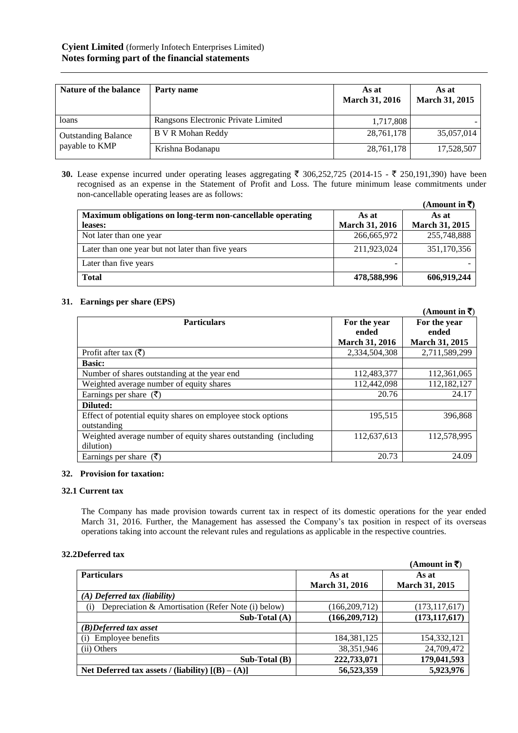| Nature of the balance | Party name | As at March 31, 2016 | As at March 31, 2015 |
|---|---|---|---|
| loans | Rangsons Electronic Private Limited | 1,717,808 | - |
| Outstanding Balance payable to KMP | B V R Mohan Reddy | 28,761,178 | 35,057,014 |
| | Krishna Bodanapu | 28,761,178 | 17,528,507 |

**30.** Lease expense incurred under operating leases aggregating ₹ 306,252,725 (2014-15 - ₹ 250,191,390) have been recognised as an expense in the Statement of Profit and Loss. The future minimum lease commitments under non-cancellable operating leases are as follows:

**(Amount in ₹)**

| Maximum obligations on long-term non-cancellable operating leases: | As at March 31, 2016 | As at March 31, 2015 |
|---|---|---|
| Not later than one year | 266,665,972 | 255,748,888 |
| Later than one year but not later than five years | 211,923,024 | 351,170,356 |
| Later than five years | - | - |
| **Total** | **478,588,996** | **606,919,244** |

## 31. Earnings per share (EPS)

**(Amount in ₹)**

| Particulars | For the year ended March 31, 2016 | For the year ended March 31, 2015 |
|---|---|---|
| Profit after tax (₹) | 2,334,504,308 | 2,711,589,299 |
| **Basic:** | | |
| Number of shares outstanding at the year end | 112,483,377 | 112,361,065 |
| Weighted average number of equity shares | 112,442,098 | 112,182,127 |
| Earnings per share (₹) | 20.76 | 24.17 |
| **Diluted:** | | |
| Effect of potential equity shares on employee stock options outstanding | 195,515 | 396,868 |
| Weighted average number of equity shares outstanding (including dilution) | 112,637,613 | 112,578,995 |
| Earnings per share (₹) | 20.73 | 24.09 |

## 32. Provision for taxation:

### 32.1 Current tax

The Company has made provision towards current tax in respect of its domestic operations for the year ended March 31, 2016. Further, the Management has assessed the Company's tax position in respect of its overseas operations taking into account the relevant rules and regulations as applicable in the respective countries.

### 32.2 Deferred tax

**(Amount in ₹)**

| Particulars | As at March 31, 2016 | As at March 31, 2015 |
|---|---|---|
| *(A) Deferred tax (liability)* | | |
| (i) Depreciation & Amortisation (Refer Note (i) below) | (166,209,712) | (173,117,617) |
| **Sub-Total (A)** | **(166,209,712)** | **(173,117,617)** |
| ***(B) Deferred tax asset*** | | |
| (i) Employee benefits | 184,381,125 | 154,332,121 |
| (ii) Others | 38,351,946 | 24,709,472 |
| **Sub-Total (B)** | **222,733,071** | **179,041,593** |
| **Net Deferred tax assets / (liability) [(B) – (A)]** | **56,523,359** | **5,923,976** |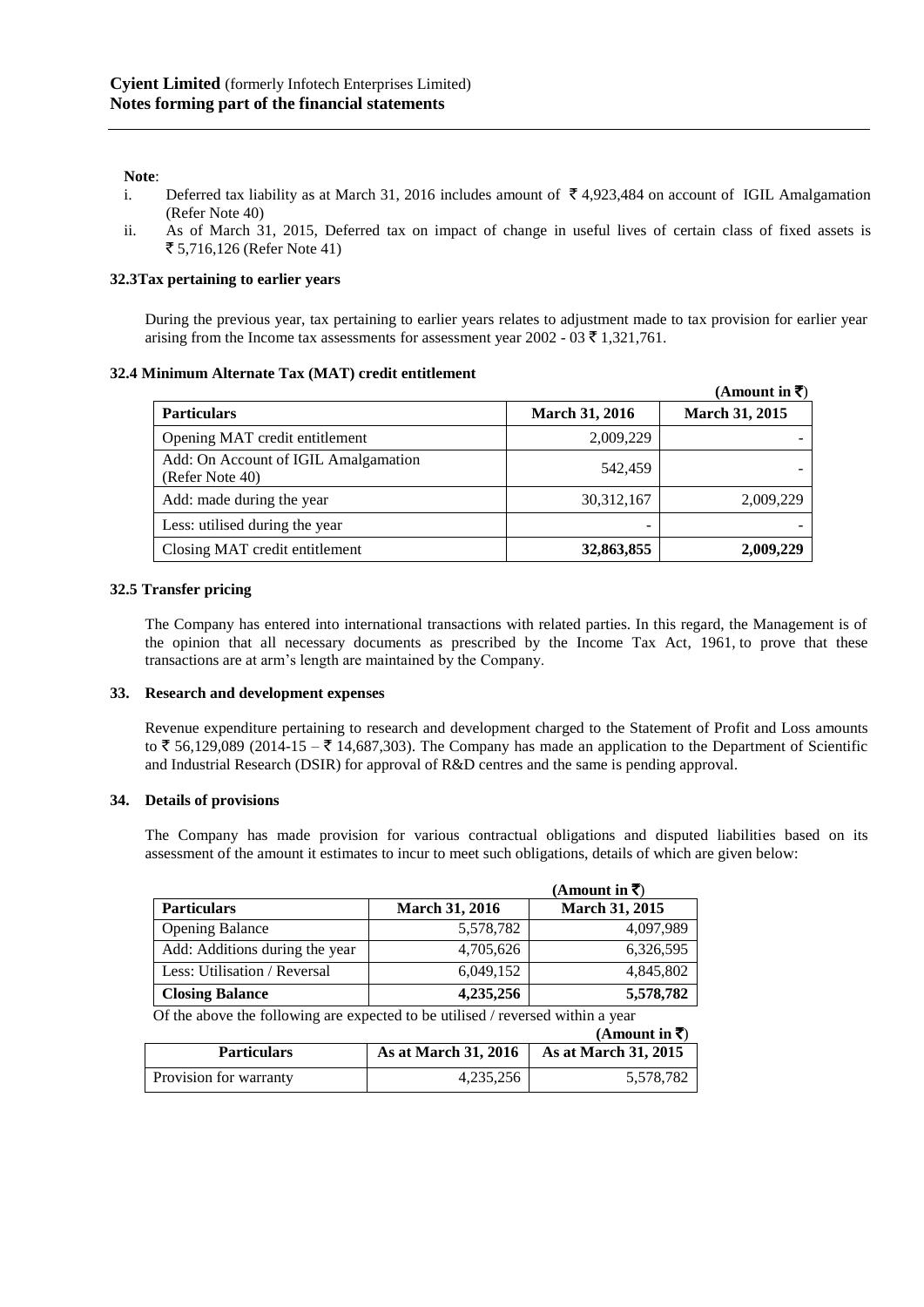**Note**:

i. Deferred tax liability as at March 31, 2016 includes amount of ₹ 4,923,484 on account of IGIL Amalgamation (Refer Note 40)
ii. As of March 31, 2015, Deferred tax on impact of change in useful lives of certain class of fixed assets is ₹ 5,716,126 (Refer Note 41)

**32.3 Tax pertaining to earlier years**

During the previous year, tax pertaining to earlier years relates to adjustment made to tax provision for earlier year arising from the Income tax assessments for assessment year 2002 - 03 ₹ 1,321,761.

**32.4 Minimum Alternate Tax (MAT) credit entitlement**

**(Amount in ₹)**

| Particulars | March 31, 2016 | March 31, 2015 |
|---|---|---|
| Opening MAT credit entitlement | 2,009,229 | - |
| Add: On Account of IGIL Amalgamation (Refer Note 40) | 542,459 | - |
| Add: made during the year | 30,312,167 | 2,009,229 |
| Less: utilised during the year | - | - |
| Closing MAT credit entitlement | **32,863,855** | **2,009,229** |

**32.5 Transfer pricing**

The Company has entered into international transactions with related parties. In this regard, the Management is of the opinion that all necessary documents as prescribed by the Income Tax Act, 1961, to prove that these transactions are at arm's length are maintained by the Company.

**33. Research and development expenses**

Revenue expenditure pertaining to research and development charged to the Statement of Profit and Loss amounts to ₹ 56,129,089 (2014-15 – ₹ 14,687,303). The Company has made an application to the Department of Scientific and Industrial Research (DSIR) for approval of R&D centres and the same is pending approval.

**34. Details of provisions**

The Company has made provision for various contractual obligations and disputed liabilities based on its assessment of the amount it estimates to incur to meet such obligations, details of which are given below:

**(Amount in ₹)**

| Particulars | March 31, 2016 | March 31, 2015 |
|---|---|---|
| Opening Balance | 5,578,782 | 4,097,989 |
| Add: Additions during the year | 4,705,626 | 6,326,595 |
| Less: Utilisation / Reversal | 6,049,152 | 4,845,802 |
| **Closing Balance** | **4,235,256** | **5,578,782** |

Of the above the following are expected to be utilised / reversed within a year

**(Amount in ₹)**

| Particulars | As at March 31, 2016 | As at March 31, 2015 |
|---|---|---|
| Provision for warranty | 4,235,256 | 5,578,782 |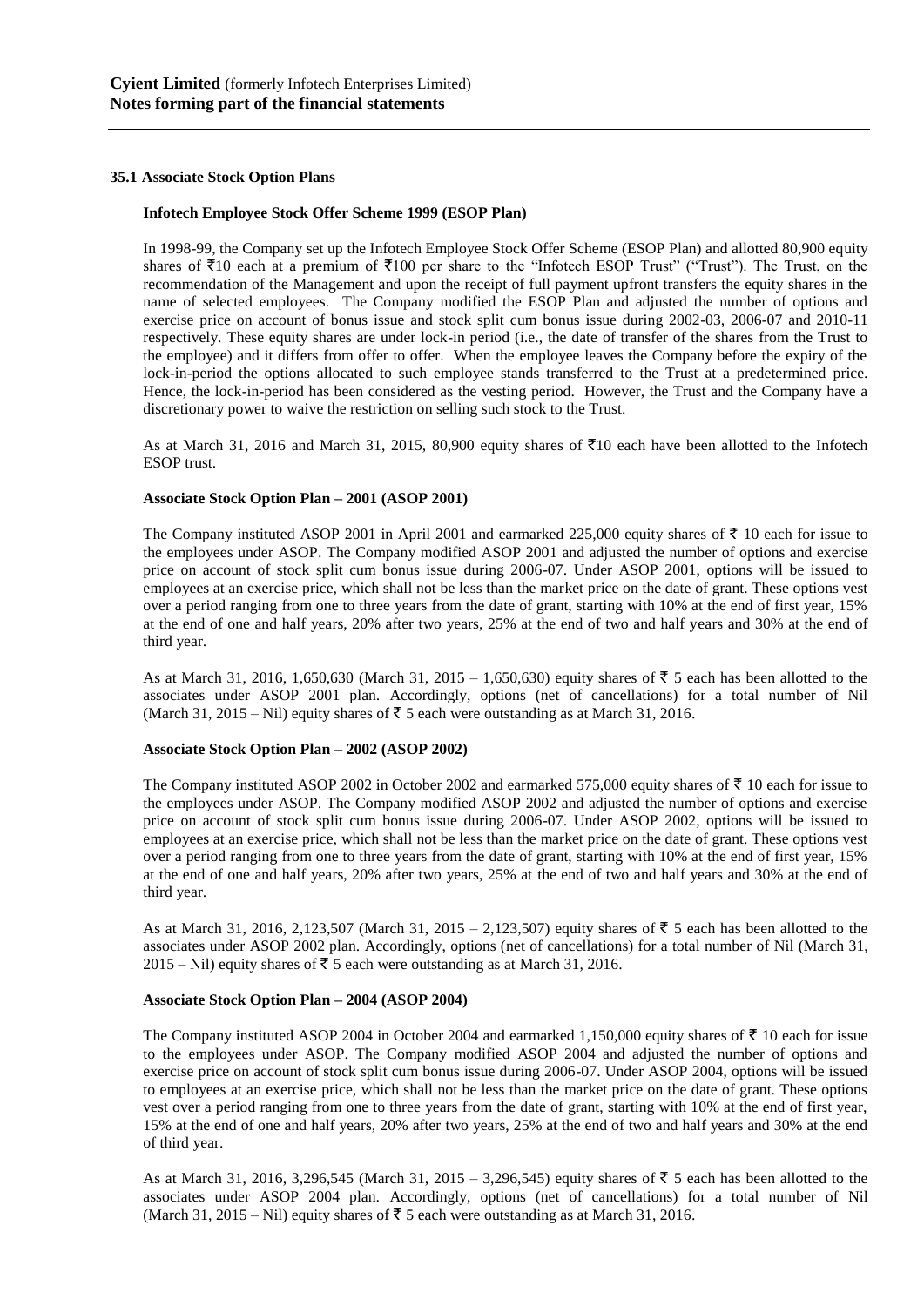**Cyient Limited** (formerly Infotech Enterprises Limited)
**Notes forming part of the financial statements**

### 35.1 Associate Stock Option Plans

#### Infotech Employee Stock Offer Scheme 1999 (ESOP Plan)

In 1998-99, the Company set up the Infotech Employee Stock Offer Scheme (ESOP Plan) and allotted 80,900 equity shares of ₹10 each at a premium of ₹100 per share to the "Infotech ESOP Trust" ("Trust"). The Trust, on the recommendation of the Management and upon the receipt of full payment upfront transfers the equity shares in the name of selected employees. The Company modified the ESOP Plan and adjusted the number of options and exercise price on account of bonus issue and stock split cum bonus issue during 2002-03, 2006-07 and 2010-11 respectively. These equity shares are under lock-in period (i.e., the date of transfer of the shares from the Trust to the employee) and it differs from offer to offer. When the employee leaves the Company before the expiry of the lock-in-period the options allocated to such employee stands transferred to the Trust at a predetermined price. Hence, the lock-in-period has been considered as the vesting period. However, the Trust and the Company have a discretionary power to waive the restriction on selling such stock to the Trust.

As at March 31, 2016 and March 31, 2015, 80,900 equity shares of ₹10 each have been allotted to the Infotech ESOP trust.

#### Associate Stock Option Plan – 2001 (ASOP 2001)

The Company instituted ASOP 2001 in April 2001 and earmarked 225,000 equity shares of ₹ 10 each for issue to the employees under ASOP. The Company modified ASOP 2001 and adjusted the number of options and exercise price on account of stock split cum bonus issue during 2006-07. Under ASOP 2001, options will be issued to employees at an exercise price, which shall not be less than the market price on the date of grant. These options vest over a period ranging from one to three years from the date of grant, starting with 10% at the end of first year, 15% at the end of one and half years, 20% after two years, 25% at the end of two and half years and 30% at the end of third year.

As at March 31, 2016, 1,650,630 (March 31, 2015 – 1,650,630) equity shares of ₹ 5 each has been allotted to the associates under ASOP 2001 plan. Accordingly, options (net of cancellations) for a total number of Nil (March 31, 2015 – Nil) equity shares of ₹ 5 each were outstanding as at March 31, 2016.

#### Associate Stock Option Plan – 2002 (ASOP 2002)

The Company instituted ASOP 2002 in October 2002 and earmarked 575,000 equity shares of ₹ 10 each for issue to the employees under ASOP. The Company modified ASOP 2002 and adjusted the number of options and exercise price on account of stock split cum bonus issue during 2006-07. Under ASOP 2002, options will be issued to employees at an exercise price, which shall not be less than the market price on the date of grant. These options vest over a period ranging from one to three years from the date of grant, starting with 10% at the end of first year, 15% at the end of one and half years, 20% after two years, 25% at the end of two and half years and 30% at the end of third year.

As at March 31, 2016, 2,123,507 (March 31, 2015 – 2,123,507) equity shares of ₹ 5 each has been allotted to the associates under ASOP 2002 plan. Accordingly, options (net of cancellations) for a total number of Nil (March 31, 2015 – Nil) equity shares of ₹ 5 each were outstanding as at March 31, 2016.

#### Associate Stock Option Plan – 2004 (ASOP 2004)

The Company instituted ASOP 2004 in October 2004 and earmarked 1,150,000 equity shares of ₹ 10 each for issue to the employees under ASOP. The Company modified ASOP 2004 and adjusted the number of options and exercise price on account of stock split cum bonus issue during 2006-07. Under ASOP 2004, options will be issued to employees at an exercise price, which shall not be less than the market price on the date of grant. These options vest over a period ranging from one to three years from the date of grant, starting with 10% at the end of first year, 15% at the end of one and half years, 20% after two years, 25% at the end of two and half years and 30% at the end of third year.

As at March 31, 2016, 3,296,545 (March 31, 2015 – 3,296,545) equity shares of ₹ 5 each has been allotted to the associates under ASOP 2004 plan. Accordingly, options (net of cancellations) for a total number of Nil (March 31, 2015 – Nil) equity shares of ₹ 5 each were outstanding as at March 31, 2016.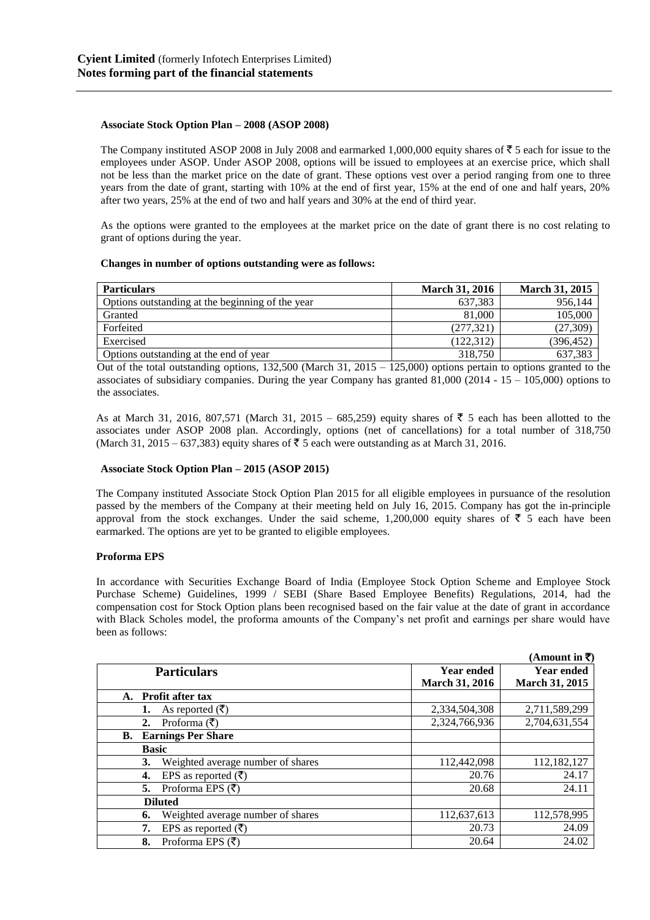**Cyient Limited** (formerly Infotech Enterprises Limited)
**Notes forming part of the financial statements**

**Associate Stock Option Plan – 2008 (ASOP 2008)**

The Company instituted ASOP 2008 in July 2008 and earmarked 1,000,000 equity shares of ₹ 5 each for issue to the employees under ASOP. Under ASOP 2008, options will be issued to employees at an exercise price, which shall not be less than the market price on the date of grant. These options vest over a period ranging from one to three years from the date of grant, starting with 10% at the end of first year, 15% at the end of one and half years, 20% after two years, 25% at the end of two and half years and 30% at the end of third year.

As the options were granted to the employees at the market price on the date of grant there is no cost relating to grant of options during the year.

**Changes in number of options outstanding were as follows:**

| Particulars | March 31, 2016 | March 31, 2015 |
|---|---|---|
| Options outstanding at the beginning of the year | 637,383 | 956,144 |
| Granted | 81,000 | 105,000 |
| Forfeited | (277,321) | (27,309) |
| Exercised | (122,312) | (396,452) |
| Options outstanding at the end of year | 318,750 | 637,383 |

Out of the total outstanding options, 132,500 (March 31, 2015 – 125,000) options pertain to options granted to the associates of subsidiary companies. During the year Company has granted 81,000 (2014 - 15 – 105,000) options to the associates.

As at March 31, 2016, 807,571 (March 31, 2015 – 685,259) equity shares of ₹ 5 each has been allotted to the associates under ASOP 2008 plan. Accordingly, options (net of cancellations) for a total number of 318,750 (March 31, 2015 – 637,383) equity shares of ₹ 5 each were outstanding as at March 31, 2016.

**Associate Stock Option Plan – 2015 (ASOP 2015)**

The Company instituted Associate Stock Option Plan 2015 for all eligible employees in pursuance of the resolution passed by the members of the Company at their meeting held on July 16, 2015. Company has got the in-principle approval from the stock exchanges. Under the said scheme, 1,200,000 equity shares of ₹ 5 each have been earmarked. The options are yet to be granted to eligible employees.

**Proforma EPS**

In accordance with Securities Exchange Board of India (Employee Stock Option Scheme and Employee Stock Purchase Scheme) Guidelines, 1999 / SEBI (Share Based Employee Benefits) Regulations, 2014, had the compensation cost for Stock Option plans been recognised based on the fair value at the date of grant in accordance with Black Scholes model, the proforma amounts of the Company's net profit and earnings per share would have been as follows:

**(Amount in ₹)**

| Particulars | Year ended March 31, 2016 | Year ended March 31, 2015 |
|---|---|---|
| **A. Profit after tax** | | |
| **1.** As reported (₹) | 2,334,504,308 | 2,711,589,299 |
| **2.** Proforma (₹) | 2,324,766,936 | 2,704,631,554 |
| **B. Earnings Per Share** | | |
| **Basic** | | |
| **3.** Weighted average number of shares | 112,442,098 | 112,182,127 |
| **4.** EPS as reported (₹) | 20.76 | 24.17 |
| **5.** Proforma EPS (₹) | 20.68 | 24.11 |
| **Diluted** | | |
| **6.** Weighted average number of shares | 112,637,613 | 112,578,995 |
| **7.** EPS as reported (₹) | 20.73 | 24.09 |
| **8.** Proforma EPS (₹) | 20.64 | 24.02 |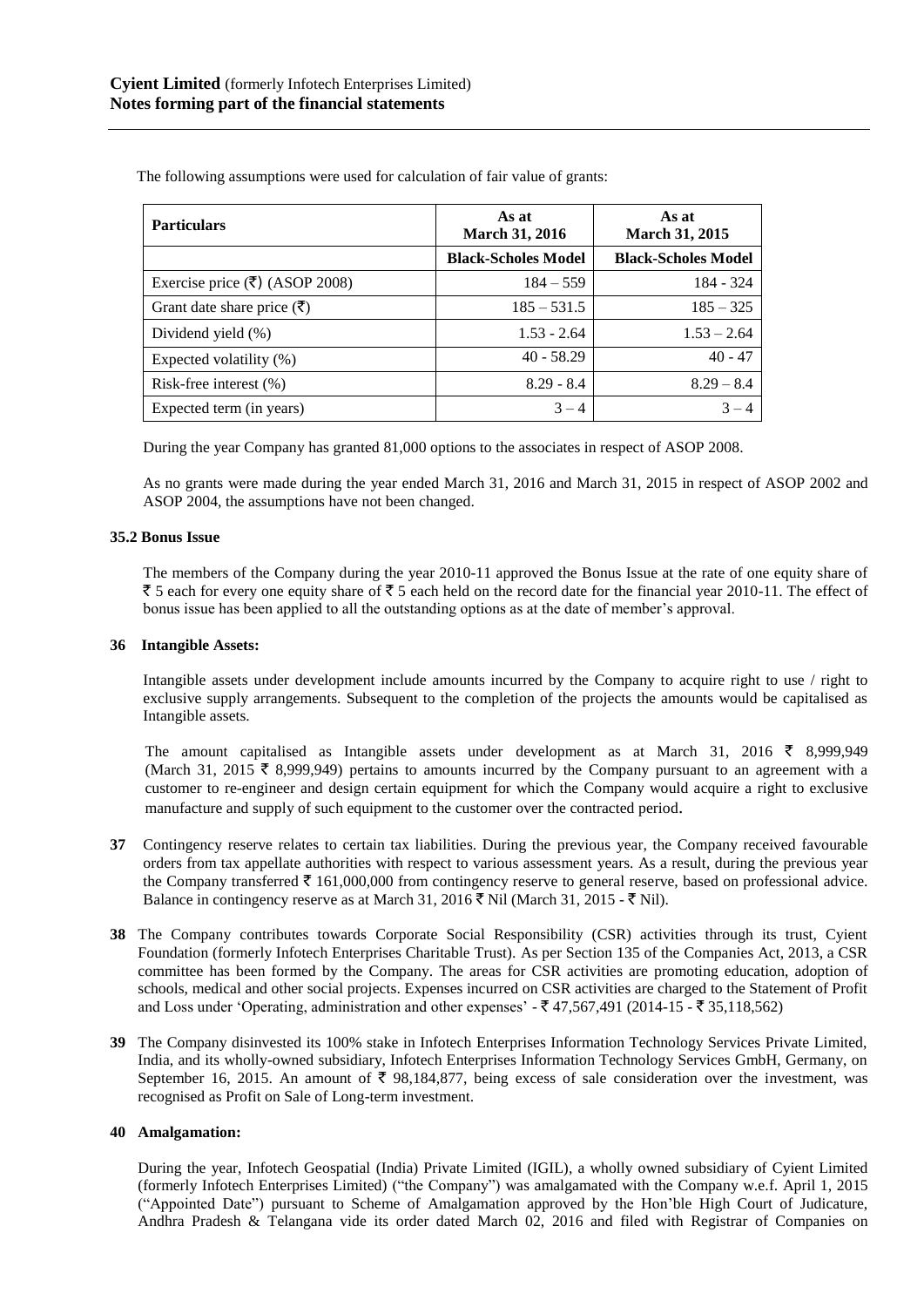The following assumptions were used for calculation of fair value of grants:

| Particulars | As at March 31, 2016 | As at March 31, 2015 |
|---|---|---|
| | Black-Scholes Model | Black-Scholes Model |
| Exercise price (₹) (ASOP 2008) | 184 – 559 | 184 - 324 |
| Grant date share price (₹) | 185 – 531.5 | 185 – 325 |
| Dividend yield (%) | 1.53 - 2.64 | 1.53 – 2.64 |
| Expected volatility (%) | 40 - 58.29 | 40 - 47 |
| Risk-free interest (%) | 8.29 - 8.4 | 8.29 – 8.4 |
| Expected term (in years) | 3 – 4 | 3 – 4 |

During the year Company has granted 81,000 options to the associates in respect of ASOP 2008.

As no grants were made during the year ended March 31, 2016 and March 31, 2015 in respect of ASOP 2002 and ASOP 2004, the assumptions have not been changed.

**35.2 Bonus Issue**

The members of the Company during the year 2010-11 approved the Bonus Issue at the rate of one equity share of ₹ 5 each for every one equity share of ₹ 5 each held on the record date for the financial year 2010-11. The effect of bonus issue has been applied to all the outstanding options as at the date of member's approval.

**36 Intangible Assets:**

Intangible assets under development include amounts incurred by the Company to acquire right to use / right to exclusive supply arrangements. Subsequent to the completion of the projects the amounts would be capitalised as Intangible assets.

The amount capitalised as Intangible assets under development as at March 31, 2016 ₹ 8,999,949 (March 31, 2015 ₹ 8,999,949) pertains to amounts incurred by the Company pursuant to an agreement with a customer to re-engineer and design certain equipment for which the Company would acquire a right to exclusive manufacture and supply of such equipment to the customer over the contracted period.

**37** Contingency reserve relates to certain tax liabilities. During the previous year, the Company received favourable orders from tax appellate authorities with respect to various assessment years. As a result, during the previous year the Company transferred ₹ 161,000,000 from contingency reserve to general reserve, based on professional advice. Balance in contingency reserve as at March 31, 2016 ₹ Nil (March 31, 2015 - ₹ Nil).

**38** The Company contributes towards Corporate Social Responsibility (CSR) activities through its trust, Cyient Foundation (formerly Infotech Enterprises Charitable Trust). As per Section 135 of the Companies Act, 2013, a CSR committee has been formed by the Company. The areas for CSR activities are promoting education, adoption of schools, medical and other social projects. Expenses incurred on CSR activities are charged to the Statement of Profit and Loss under 'Operating, administration and other expenses' - ₹ 47,567,491 (2014-15 - ₹ 35,118,562)

**39** The Company disinvested its 100% stake in Infotech Enterprises Information Technology Services Private Limited, India, and its wholly-owned subsidiary, Infotech Enterprises Information Technology Services GmbH, Germany, on September 16, 2015. An amount of ₹ 98,184,877, being excess of sale consideration over the investment, was recognised as Profit on Sale of Long-term investment.

**40 Amalgamation:**

During the year, Infotech Geospatial (India) Private Limited (IGIL), a wholly owned subsidiary of Cyient Limited (formerly Infotech Enterprises Limited) ("the Company") was amalgamated with the Company w.e.f. April 1, 2015 ("Appointed Date") pursuant to Scheme of Amalgamation approved by the Hon'ble High Court of Judicature, Andhra Pradesh & Telangana vide its order dated March 02, 2016 and filed with Registrar of Companies on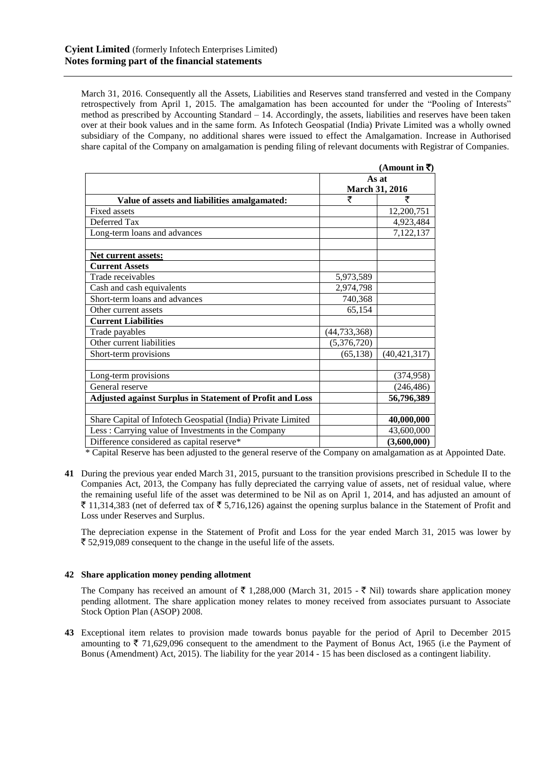March 31, 2016. Consequently all the Assets, Liabilities and Reserves stand transferred and vested in the Company retrospectively from April 1, 2015. The amalgamation has been accounted for under the "Pooling of Interests" method as prescribed by Accounting Standard – 14. Accordingly, the assets, liabilities and reserves have been taken over at their book values and in the same form. As Infotech Geospatial (India) Private Limited was a wholly owned subsidiary of the Company, no additional shares were issued to effect the Amalgamation. Increase in Authorised share capital of the Company on amalgamation is pending filing of relevant documents with Registrar of Companies.

**(Amount in ₹)**

| | As at March 31, 2016 | |
|---|---|---|
| **Value of assets and liabilities amalgamated:** | ₹ | ₹ |
| Fixed assets | | 12,200,751 |
| Deferred Tax | | 4,923,484 |
| Long-term loans and advances | | 7,122,137 |
| | | |
| **Net current assets:** | | |
| **Current Assets** | | |
| Trade receivables | 5,973,589 | |
| Cash and cash equivalents | 2,974,798 | |
| Short-term loans and advances | 740,368 | |
| Other current assets | 65,154 | |
| **Current Liabilities** | | |
| Trade payables | (44,733,368) | |
| Other current liabilities | (5,376,720) | |
| Short-term provisions | (65,138) | (40,421,317) |
| | | |
| Long-term provisions | | (374,958) |
| General reserve | | (246,486) |
| **Adjusted against Surplus in Statement of Profit and Loss** | | **56,796,389** |
| | | |
| Share Capital of Infotech Geospatial (India) Private Limited | | **40,000,000** |
| Less : Carrying value of Investments in the Company | | 43,600,000 |
| Difference considered as capital reserve* | | **(3,600,000)** |

\* Capital Reserve has been adjusted to the general reserve of the Company on amalgamation as at Appointed Date.

**41** During the previous year ended March 31, 2015, pursuant to the transition provisions prescribed in Schedule II to the Companies Act, 2013, the Company has fully depreciated the carrying value of assets, net of residual value, where the remaining useful life of the asset was determined to be Nil as on April 1, 2014, and has adjusted an amount of ₹ 11,314,383 (net of deferred tax of ₹ 5,716,126) against the opening surplus balance in the Statement of Profit and Loss under Reserves and Surplus.

The depreciation expense in the Statement of Profit and Loss for the year ended March 31, 2015 was lower by ₹ 52,919,089 consequent to the change in the useful life of the assets.

**42 Share application money pending allotment**

The Company has received an amount of ₹ 1,288,000 (March 31, 2015 - ₹ Nil) towards share application money pending allotment. The share application money relates to money received from associates pursuant to Associate Stock Option Plan (ASOP) 2008.

**43** Exceptional item relates to provision made towards bonus payable for the period of April to December 2015 amounting to ₹ 71,629,096 consequent to the amendment to the Payment of Bonus Act, 1965 (i.e the Payment of Bonus (Amendment) Act, 2015). The liability for the year 2014 - 15 has been disclosed as a contingent liability.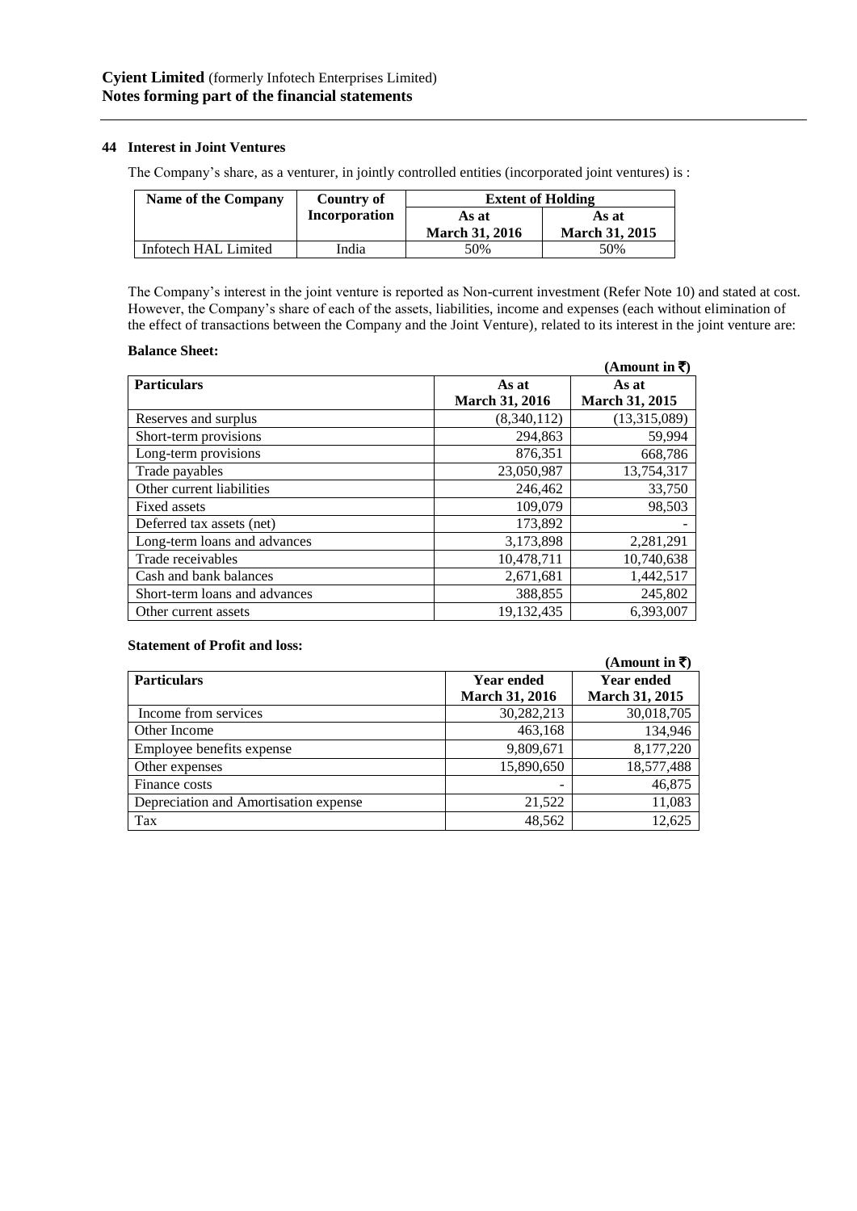## 44 Interest in Joint Ventures

The Company's share, as a venturer, in jointly controlled entities (incorporated joint ventures) is :

| Name of the Company | Country of Incorporation | Extent of Holding | |
|---|---|---|---|
| | | As at March 31, 2016 | As at March 31, 2015 |
| Infotech HAL Limited | India | 50% | 50% |

The Company's interest in the joint venture is reported as Non-current investment (Refer Note 10) and stated at cost. However, the Company's share of each of the assets, liabilities, income and expenses (each without elimination of the effect of transactions between the Company and the Joint Venture), related to its interest in the joint venture are:

**Balance Sheet:**

**(Amount in ₹)**

| Particulars | As at March 31, 2016 | As at March 31, 2015 |
|---|---|---|
| Reserves and surplus | (8,340,112) | (13,315,089) |
| Short-term provisions | 294,863 | 59,994 |
| Long-term provisions | 876,351 | 668,786 |
| Trade payables | 23,050,987 | 13,754,317 |
| Other current liabilities | 246,462 | 33,750 |
| Fixed assets | 109,079 | 98,503 |
| Deferred tax assets (net) | 173,892 | - |
| Long-term loans and advances | 3,173,898 | 2,281,291 |
| Trade receivables | 10,478,711 | 10,740,638 |
| Cash and bank balances | 2,671,681 | 1,442,517 |
| Short-term loans and advances | 388,855 | 245,802 |
| Other current assets | 19,132,435 | 6,393,007 |

**Statement of Profit and loss:**

**(Amount in ₹)**

| Particulars | Year ended March 31, 2016 | Year ended March 31, 2015 |
|---|---|---|
| Income from services | 30,282,213 | 30,018,705 |
| Other Income | 463,168 | 134,946 |
| Employee benefits expense | 9,809,671 | 8,177,220 |
| Other expenses | 15,890,650 | 18,577,488 |
| Finance costs | - | 46,875 |
| Depreciation and Amortisation expense | 21,522 | 11,083 |
| Tax | 48,562 | 12,625 |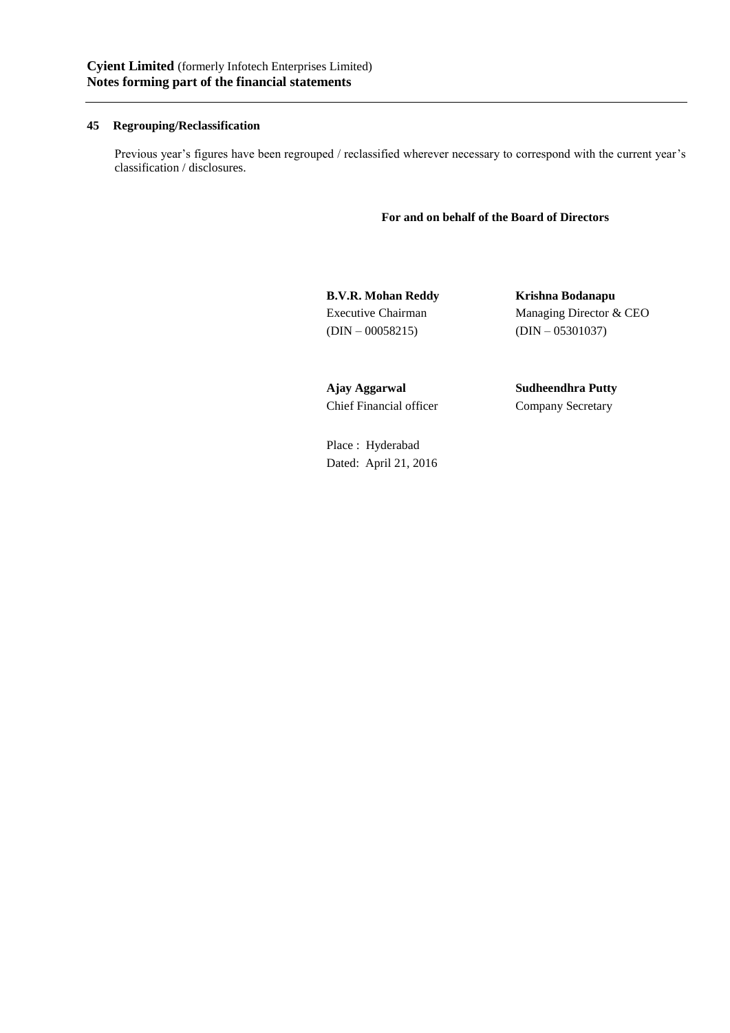### 45 Regrouping/Reclassification

Previous year's figures have been regrouped / reclassified wherever necessary to correspond with the current year's classification / disclosures.

**For and on behalf of the Board of Directors**

**B.V.R. Mohan Reddy**
Executive Chairman
(DIN – 00058215)

**Krishna Bodanapu**
Managing Director & CEO
(DIN – 05301037)

**Ajay Aggarwal**
Chief Financial officer

**Sudheendhra Putty**
Company Secretary

Place : Hyderabad
Dated: April 21, 2016